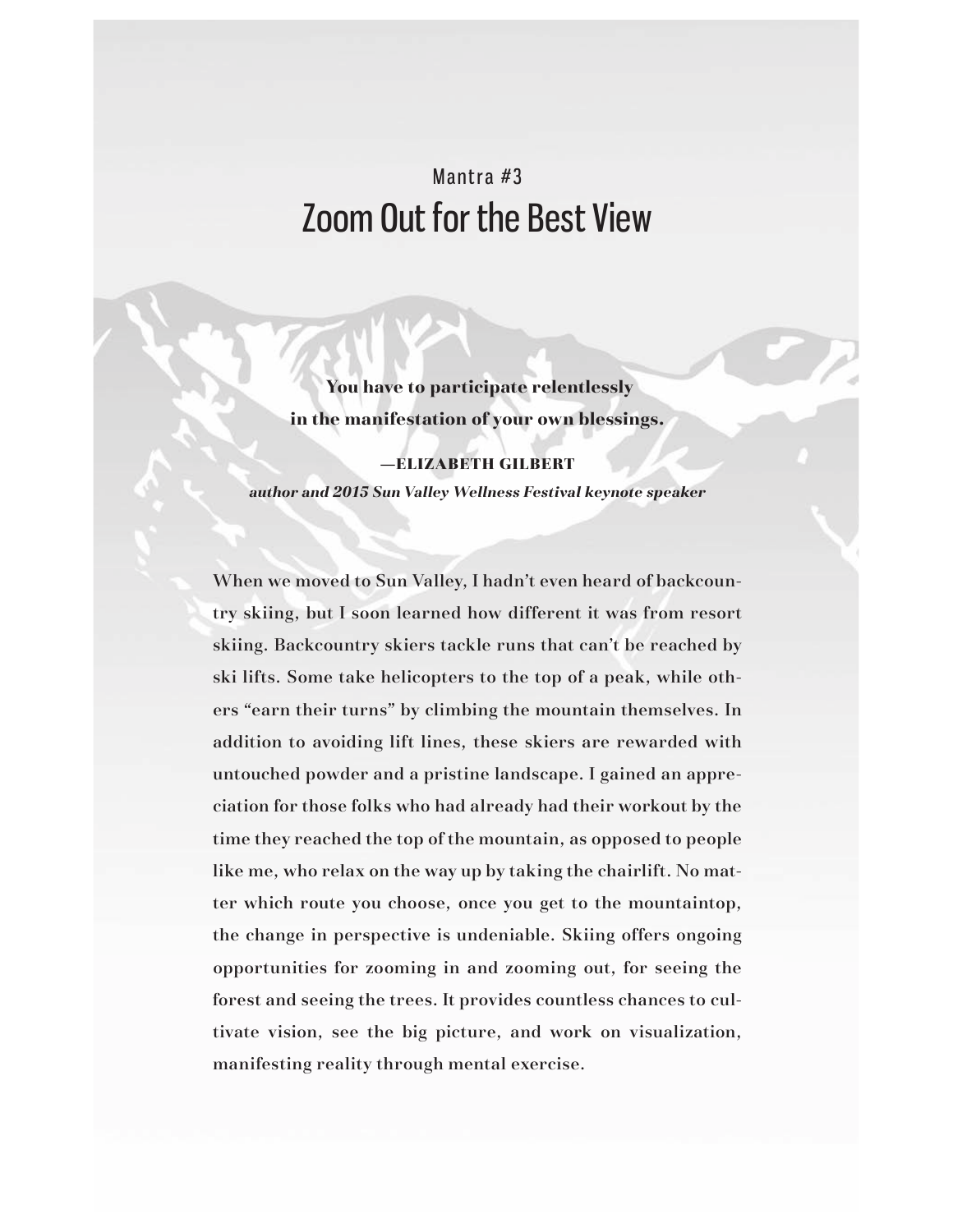Mantra #3

# Zoom Out for the Best View

**You have to participate relentlessly in the manifestation of your own blessings.**

**—ELIZABETH GILBERT**
***author and 2015 Sun Valley Wellness Festival keynote speaker***

When we moved to Sun Valley, I hadn't even heard of backcountry skiing, but I soon learned how different it was from resort skiing. Backcountry skiers tackle runs that can't be reached by ski lifts. Some take helicopters to the top of a peak, while others "earn their turns" by climbing the mountain themselves. In addition to avoiding lift lines, these skiers are rewarded with untouched powder and a pristine landscape. I gained an appreciation for those folks who had already had their workout by the time they reached the top of the mountain, as opposed to people like me, who relax on the way up by taking the chairlift. No matter which route you choose, once you get to the mountaintop, the change in perspective is undeniable. Skiing offers ongoing opportunities for zooming in and zooming out, for seeing the forest and seeing the trees. It provides countless chances to cultivate vision, see the big picture, and work on visualization, manifesting reality through mental exercise.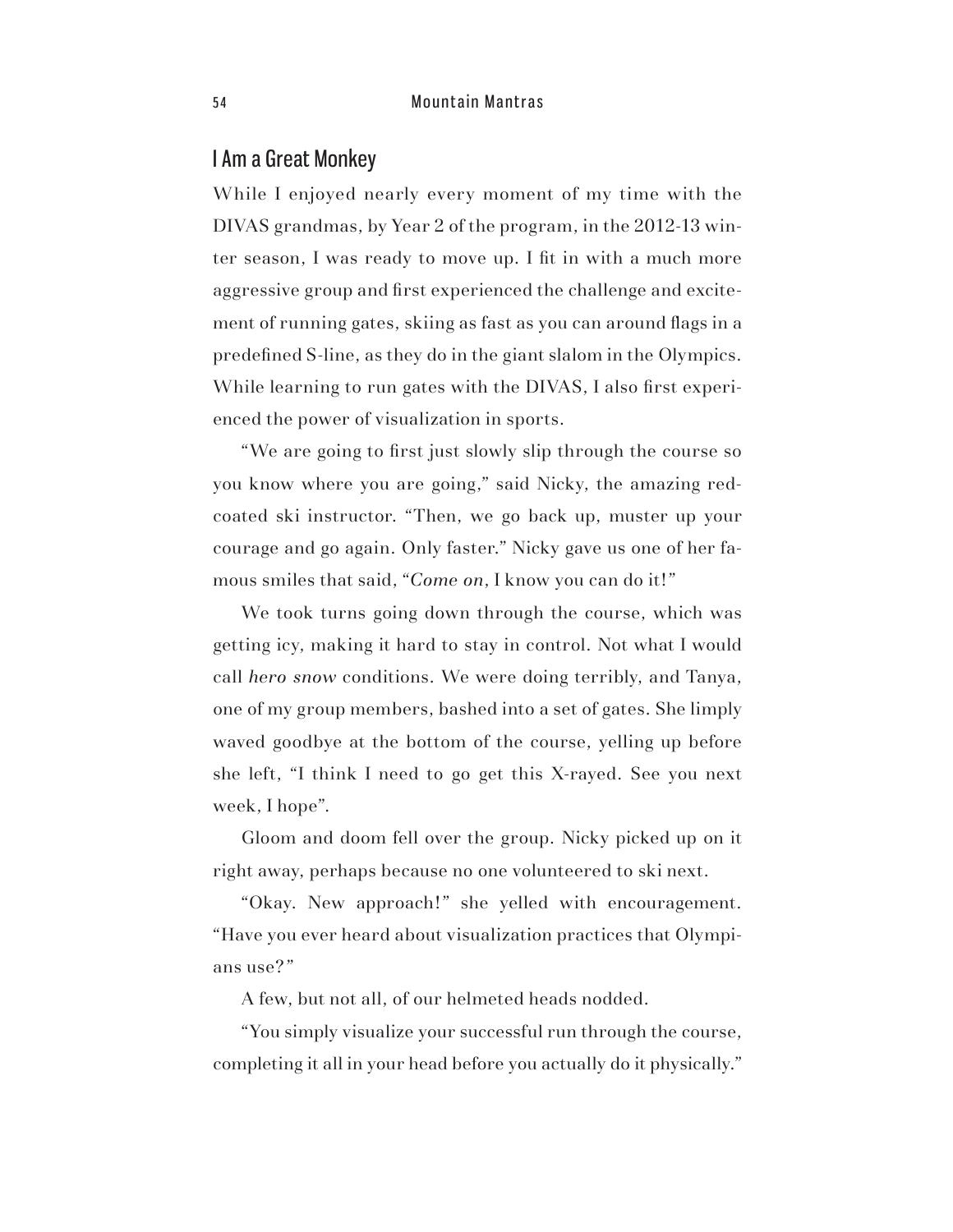## I Am a Great Monkey

While I enjoyed nearly every moment of my time with the DIVAS grandmas, by Year 2 of the program, in the 2012-13 winter season, I was ready to move up. I fit in with a much more aggressive group and first experienced the challenge and excitement of running gates, skiing as fast as you can around flags in a predefined S-line, as they do in the giant slalom in the Olympics. While learning to run gates with the DIVAS, I also first experienced the power of visualization in sports.

"We are going to first just slowly slip through the course so you know where you are going," said Nicky, the amazing red-coated ski instructor. "Then, we go back up, muster up your courage and go again. Only faster." Nicky gave us one of her famous smiles that said, "*Come on*, I know you can do it!"

We took turns going down through the course, which was getting icy, making it hard to stay in control. Not what I would call *hero snow* conditions. We were doing terribly, and Tanya, one of my group members, bashed into a set of gates. She limply waved goodbye at the bottom of the course, yelling up before she left, "I think I need to go get this X-rayed. See you next week, I hope".

Gloom and doom fell over the group. Nicky picked up on it right away, perhaps because no one volunteered to ski next.

"Okay. New approach!" she yelled with encouragement. "Have you ever heard about visualization practices that Olympians use?"

A few, but not all, of our helmeted heads nodded.

"You simply visualize your successful run through the course, completing it all in your head before you actually do it physically."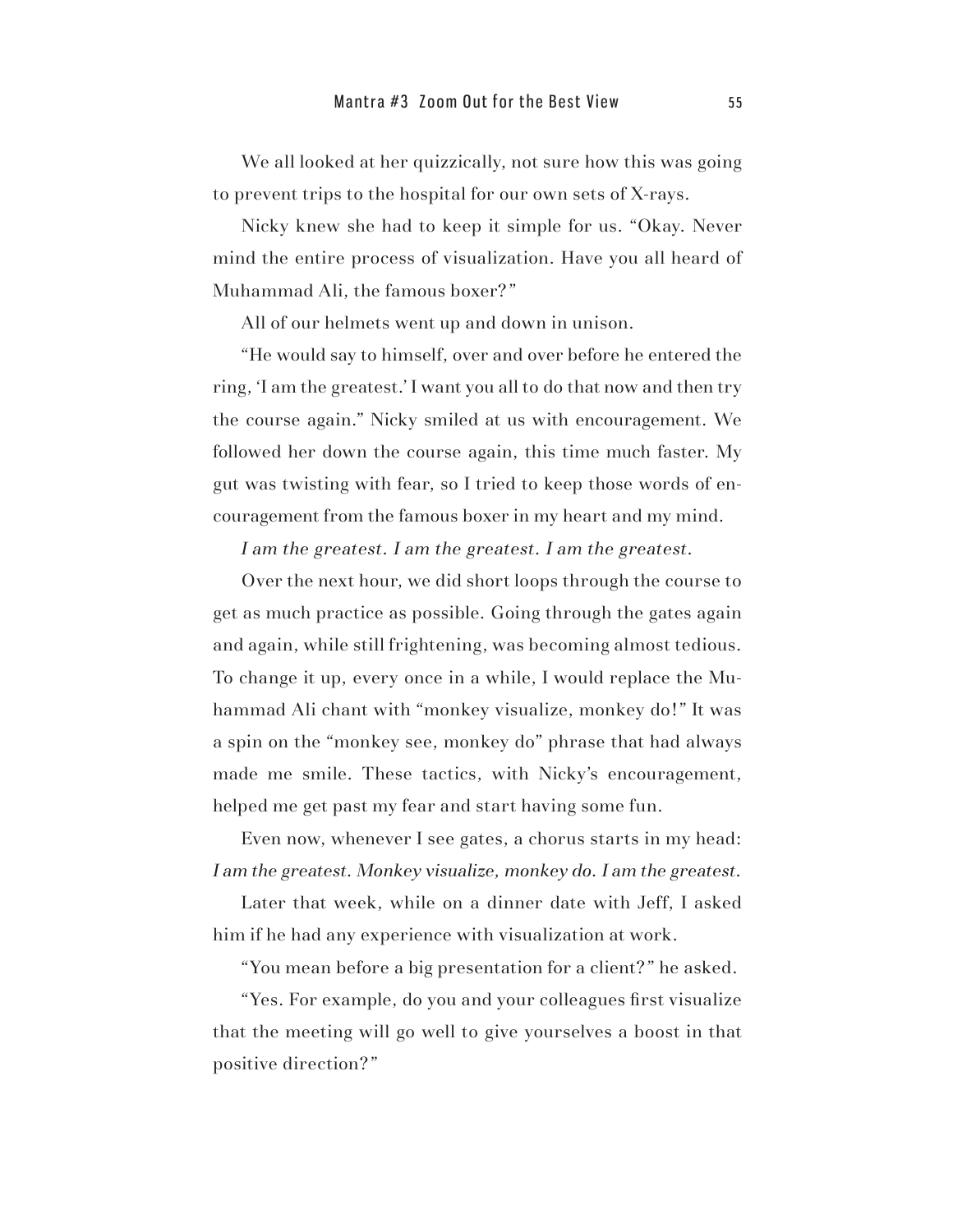We all looked at her quizzically, not sure how this was going to prevent trips to the hospital for our own sets of X-rays.

Nicky knew she had to keep it simple for us. "Okay. Never mind the entire process of visualization. Have you all heard of Muhammad Ali, the famous boxer?"

All of our helmets went up and down in unison.

"He would say to himself, over and over before he entered the ring, 'I am the greatest.' I want you all to do that now and then try the course again." Nicky smiled at us with encouragement. We followed her down the course again, this time much faster. My gut was twisting with fear, so I tried to keep those words of encouragement from the famous boxer in my heart and my mind.

*I am the greatest. I am the greatest. I am the greatest.*

Over the next hour, we did short loops through the course to get as much practice as possible. Going through the gates again and again, while still frightening, was becoming almost tedious. To change it up, every once in a while, I would replace the Muhammad Ali chant with "monkey visualize, monkey do!" It was a spin on the "monkey see, monkey do" phrase that had always made me smile. These tactics, with Nicky's encouragement, helped me get past my fear and start having some fun.

Even now, whenever I see gates, a chorus starts in my head: *I am the greatest. Monkey visualize, monkey do. I am the greatest.*

Later that week, while on a dinner date with Jeff, I asked him if he had any experience with visualization at work.

"You mean before a big presentation for a client?" he asked.

"Yes. For example, do you and your colleagues first visualize that the meeting will go well to give yourselves a boost in that positive direction?"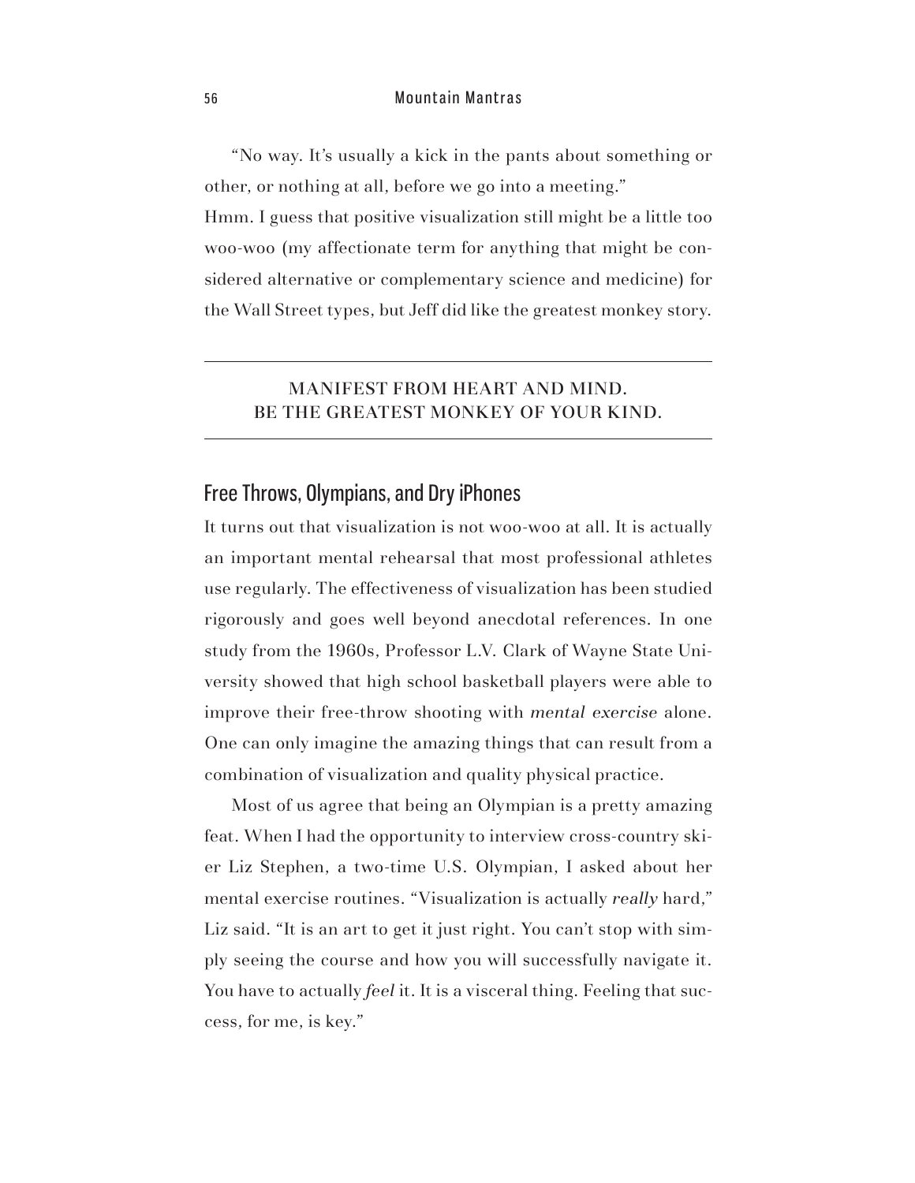"No way. It's usually a kick in the pants about something or other, or nothing at all, before we go into a meeting."

Hmm. I guess that positive visualization still might be a little too woo-woo (my affectionate term for anything that might be considered alternative or complementary science and medicine) for the Wall Street types, but Jeff did like the greatest monkey story.

---

MANIFEST FROM HEART AND MIND.
BE THE GREATEST MONKEY OF YOUR KIND.

---

## Free Throws, Olympians, and Dry iPhones

It turns out that visualization is not woo-woo at all. It is actually an important mental rehearsal that most professional athletes use regularly. The effectiveness of visualization has been studied rigorously and goes well beyond anecdotal references. In one study from the 1960s, Professor L.V. Clark of Wayne State University showed that high school basketball players were able to improve their free-throw shooting with *mental exercise* alone. One can only imagine the amazing things that can result from a combination of visualization and quality physical practice.

Most of us agree that being an Olympian is a pretty amazing feat. When I had the opportunity to interview cross-country skier Liz Stephen, a two-time U.S. Olympian, I asked about her mental exercise routines. "Visualization is actually *really* hard," Liz said. "It is an art to get it just right. You can't stop with simply seeing the course and how you will successfully navigate it. You have to actually *feel* it. It is a visceral thing. Feeling that success, for me, is key."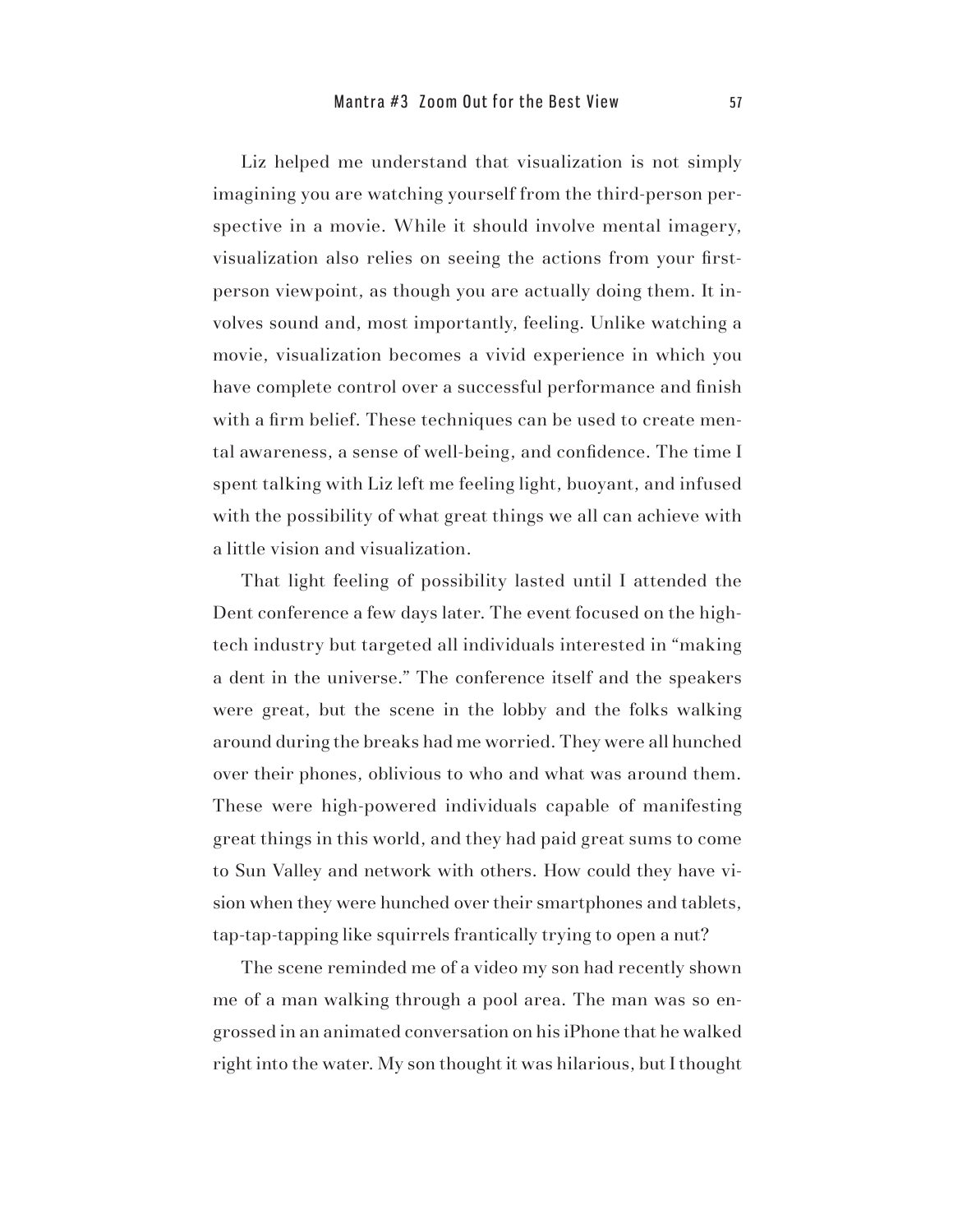Liz helped me understand that visualization is not simply imagining you are watching yourself from the third-person perspective in a movie. While it should involve mental imagery, visualization also relies on seeing the actions from your first-person viewpoint, as though you are actually doing them. It involves sound and, most importantly, feeling. Unlike watching a movie, visualization becomes a vivid experience in which you have complete control over a successful performance and finish with a firm belief. These techniques can be used to create mental awareness, a sense of well-being, and confidence. The time I spent talking with Liz left me feeling light, buoyant, and infused with the possibility of what great things we all can achieve with a little vision and visualization.

That light feeling of possibility lasted until I attended the Dent conference a few days later. The event focused on the high-tech industry but targeted all individuals interested in "making a dent in the universe." The conference itself and the speakers were great, but the scene in the lobby and the folks walking around during the breaks had me worried. They were all hunched over their phones, oblivious to who and what was around them. These were high-powered individuals capable of manifesting great things in this world, and they had paid great sums to come to Sun Valley and network with others. How could they have vision when they were hunched over their smartphones and tablets, tap-tap-tapping like squirrels frantically trying to open a nut?

The scene reminded me of a video my son had recently shown me of a man walking through a pool area. The man was so engrossed in an animated conversation on his iPhone that he walked right into the water. My son thought it was hilarious, but I thought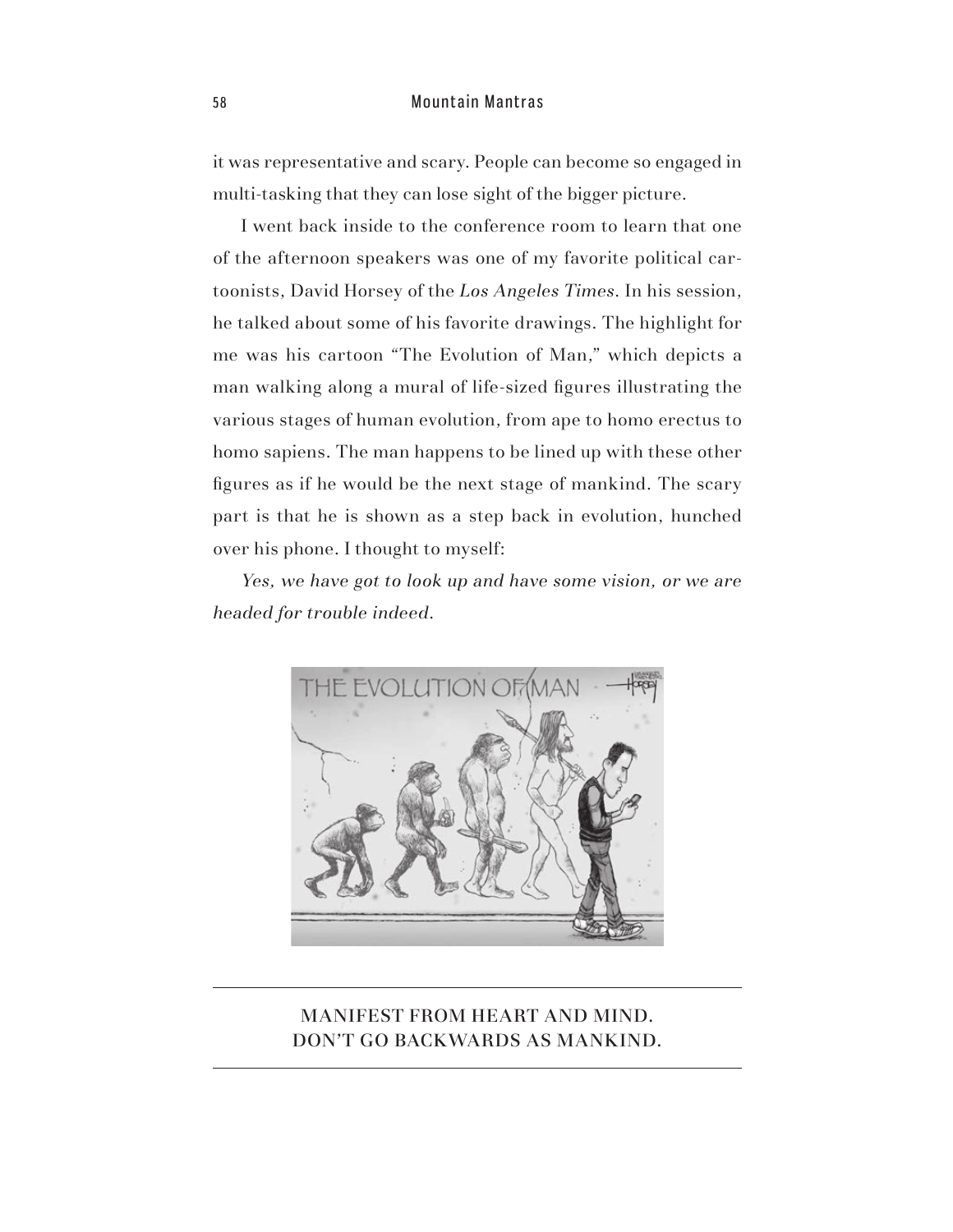it was representative and scary. People can become so engaged in multi-tasking that they can lose sight of the bigger picture.

I went back inside to the conference room to learn that one of the afternoon speakers was one of my favorite political cartoonists, David Horsey of the *Los Angeles Times*. In his session, he talked about some of his favorite drawings. The highlight for me was his cartoon "The Evolution of Man," which depicts a man walking along a mural of life-sized figures illustrating the various stages of human evolution, from ape to homo erectus to homo sapiens. The man happens to be lined up with these other figures as if he would be the next stage of mankind. The scary part is that he is shown as a step back in evolution, hunched over his phone. I thought to myself:

*Yes, we have got to look up and have some vision, or we are headed for trouble indeed.*

---

MANIFEST FROM HEART AND MIND.
DON'T GO BACKWARDS AS MANKIND.

---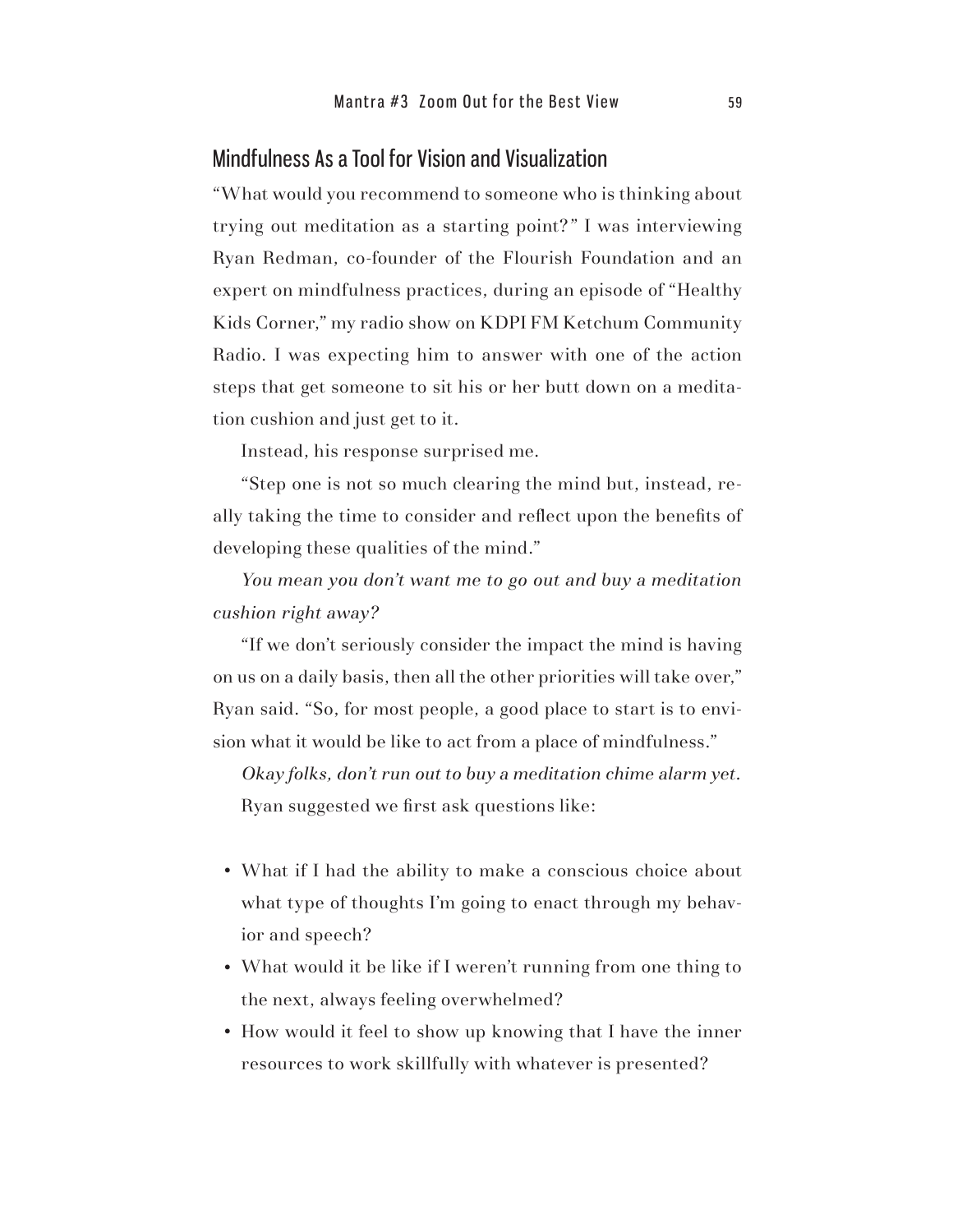## Mindfulness As a Tool for Vision and Visualization

"What would you recommend to someone who is thinking about trying out meditation as a starting point?" I was interviewing Ryan Redman, co-founder of the Flourish Foundation and an expert on mindfulness practices, during an episode of "Healthy Kids Corner," my radio show on KDPI FM Ketchum Community Radio. I was expecting him to answer with one of the action steps that get someone to sit his or her butt down on a meditation cushion and just get to it.

Instead, his response surprised me.

"Step one is not so much clearing the mind but, instead, really taking the time to consider and reflect upon the benefits of developing these qualities of the mind."

*You mean you don't want me to go out and buy a meditation cushion right away?*

"If we don't seriously consider the impact the mind is having on us on a daily basis, then all the other priorities will take over," Ryan said. "So, for most people, a good place to start is to envision what it would be like to act from a place of mindfulness."

*Okay folks, don't run out to buy a meditation chime alarm yet.* Ryan suggested we first ask questions like:

- What if I had the ability to make a conscious choice about what type of thoughts I'm going to enact through my behavior and speech?
- What would it be like if I weren't running from one thing to the next, always feeling overwhelmed?
- How would it feel to show up knowing that I have the inner resources to work skillfully with whatever is presented?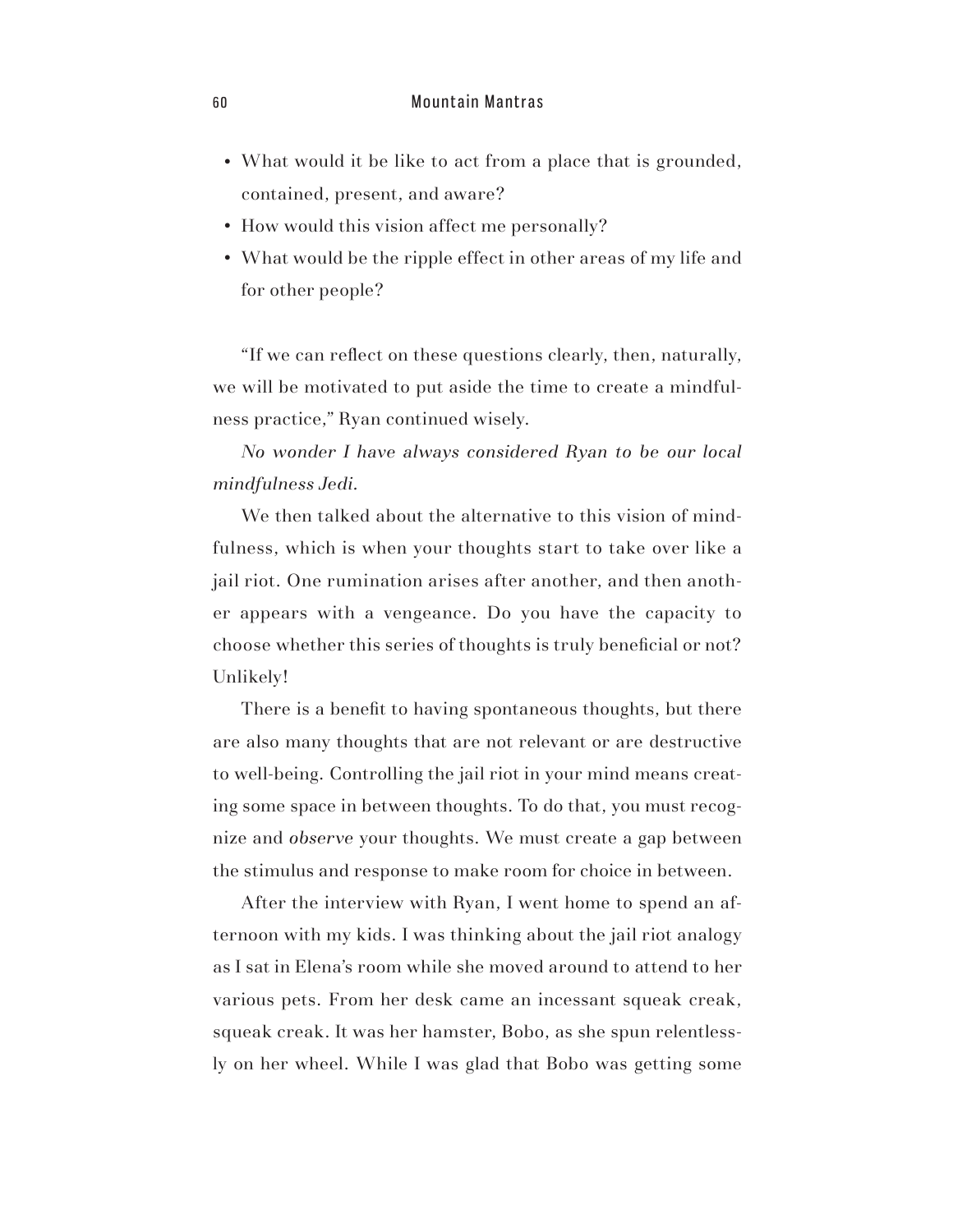- What would it be like to act from a place that is grounded, contained, present, and aware?
- How would this vision affect me personally?
- What would be the ripple effect in other areas of my life and for other people?

"If we can reflect on these questions clearly, then, naturally, we will be motivated to put aside the time to create a mindfulness practice," Ryan continued wisely.

*No wonder I have always considered Ryan to be our local mindfulness Jedi.*

We then talked about the alternative to this vision of mindfulness, which is when your thoughts start to take over like a jail riot. One rumination arises after another, and then another appears with a vengeance. Do you have the capacity to choose whether this series of thoughts is truly beneficial or not? Unlikely!

There is a benefit to having spontaneous thoughts, but there are also many thoughts that are not relevant or are destructive to well-being. Controlling the jail riot in your mind means creating some space in between thoughts. To do that, you must recognize and *observe* your thoughts. We must create a gap between the stimulus and response to make room for choice in between.

After the interview with Ryan, I went home to spend an afternoon with my kids. I was thinking about the jail riot analogy as I sat in Elena's room while she moved around to attend to her various pets. From her desk came an incessant squeak creak, squeak creak. It was her hamster, Bobo, as she spun relentlessly on her wheel. While I was glad that Bobo was getting some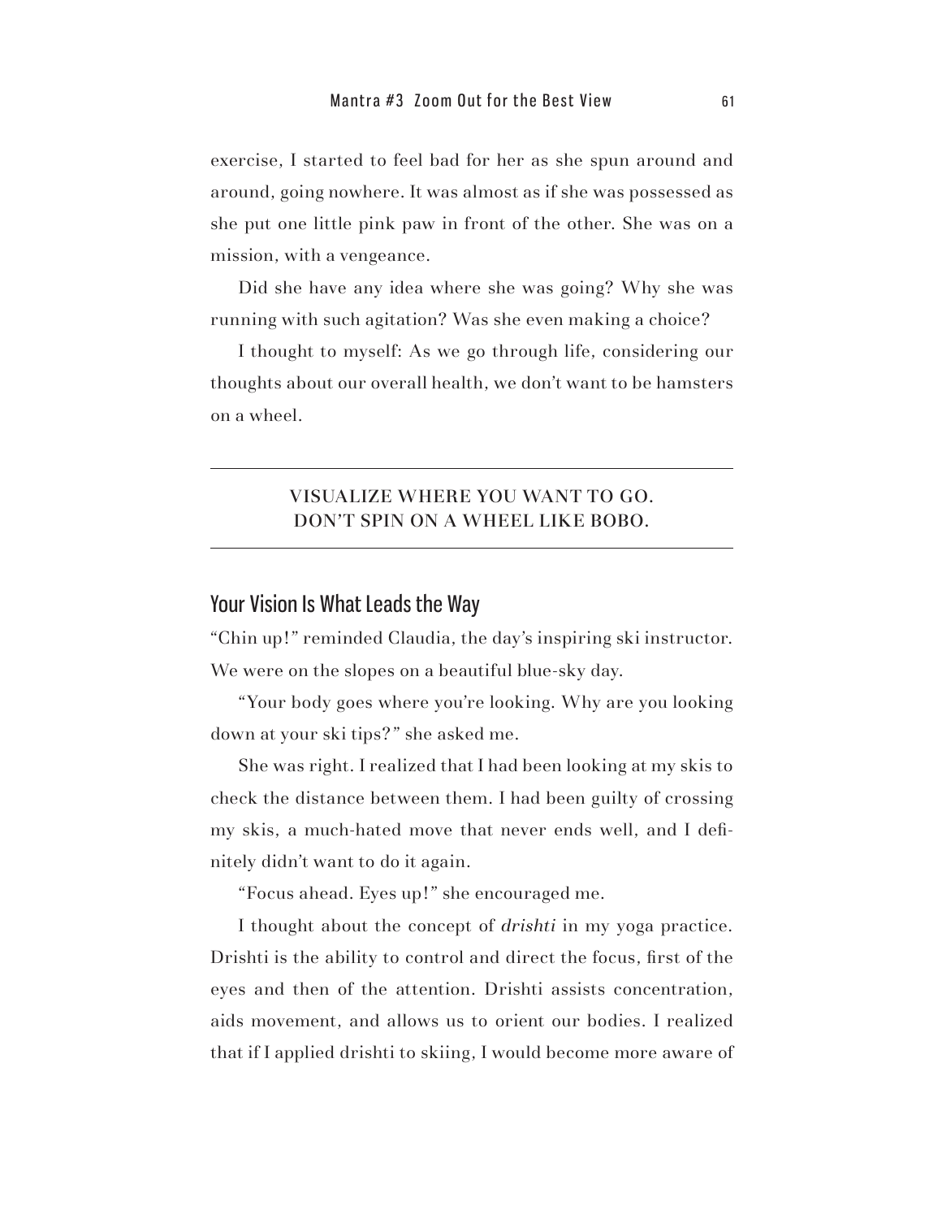exercise, I started to feel bad for her as she spun around and around, going nowhere. It was almost as if she was possessed as she put one little pink paw in front of the other. She was on a mission, with a vengeance.

Did she have any idea where she was going? Why she was running with such agitation? Was she even making a choice?

I thought to myself: As we go through life, considering our thoughts about our overall health, we don't want to be hamsters on a wheel.

---

VISUALIZE WHERE YOU WANT TO GO.
DON'T SPIN ON A WHEEL LIKE BOBO.

---

## Your Vision Is What Leads the Way

"Chin up!" reminded Claudia, the day's inspiring ski instructor. We were on the slopes on a beautiful blue-sky day.

"Your body goes where you're looking. Why are you looking down at your ski tips?" she asked me.

She was right. I realized that I had been looking at my skis to check the distance between them. I had been guilty of crossing my skis, a much-hated move that never ends well, and I definitely didn't want to do it again.

"Focus ahead. Eyes up!" she encouraged me.

I thought about the concept of *drishti* in my yoga practice. Drishti is the ability to control and direct the focus, first of the eyes and then of the attention. Drishti assists concentration, aids movement, and allows us to orient our bodies. I realized that if I applied drishti to skiing, I would become more aware of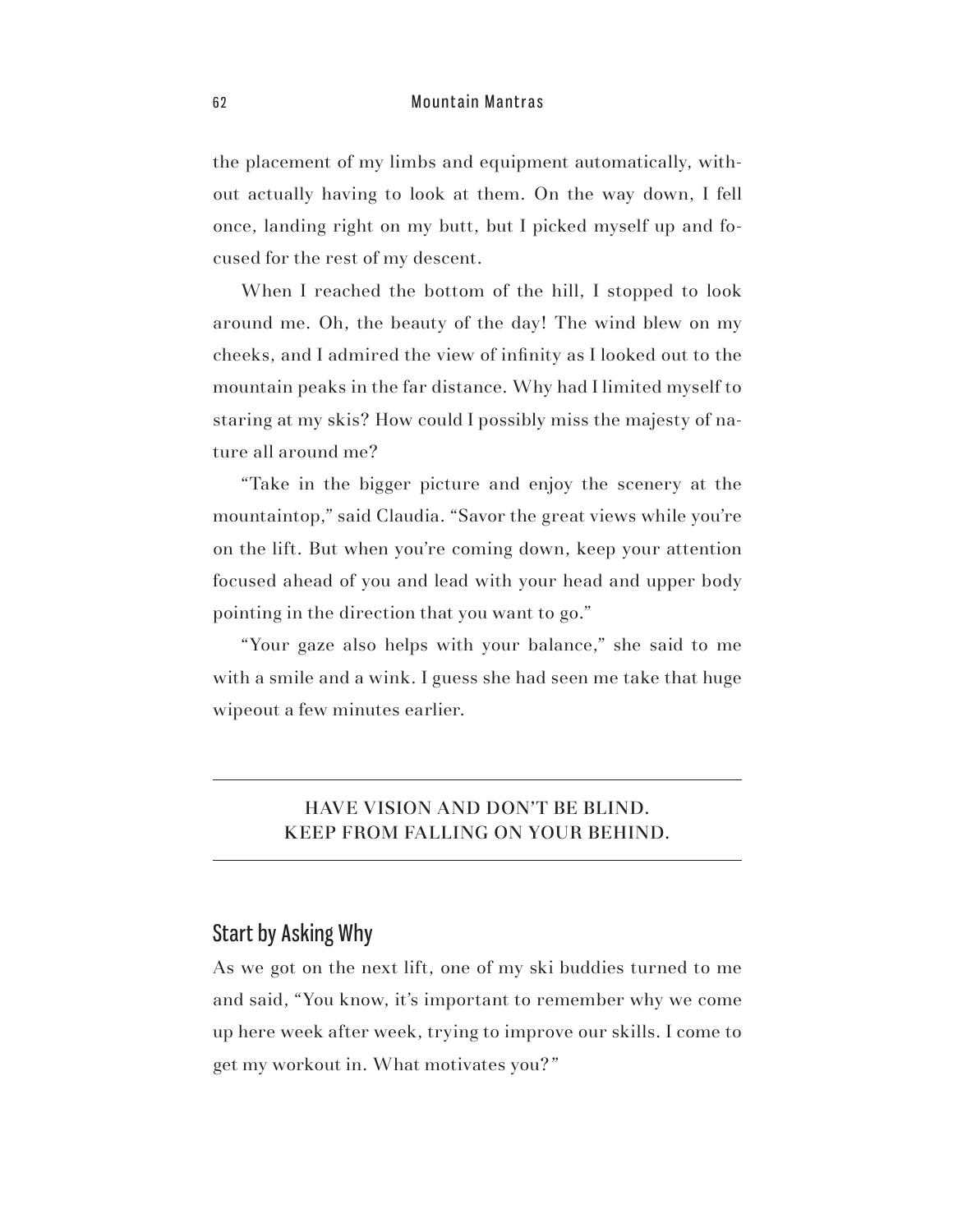the placement of my limbs and equipment automatically, without actually having to look at them. On the way down, I fell once, landing right on my butt, but I picked myself up and focused for the rest of my descent.

When I reached the bottom of the hill, I stopped to look around me. Oh, the beauty of the day! The wind blew on my cheeks, and I admired the view of infinity as I looked out to the mountain peaks in the far distance. Why had I limited myself to staring at my skis? How could I possibly miss the majesty of nature all around me?

"Take in the bigger picture and enjoy the scenery at the mountaintop," said Claudia. "Savor the great views while you're on the lift. But when you're coming down, keep your attention focused ahead of you and lead with your head and upper body pointing in the direction that you want to go."

"Your gaze also helps with your balance," she said to me with a smile and a wink. I guess she had seen me take that huge wipeout a few minutes earlier.

---

HAVE VISION AND DON'T BE BLIND.
KEEP FROM FALLING ON YOUR BEHIND.

---

## Start by Asking Why

As we got on the next lift, one of my ski buddies turned to me and said, "You know, it's important to remember why we come up here week after week, trying to improve our skills. I come to get my workout in. What motivates you?"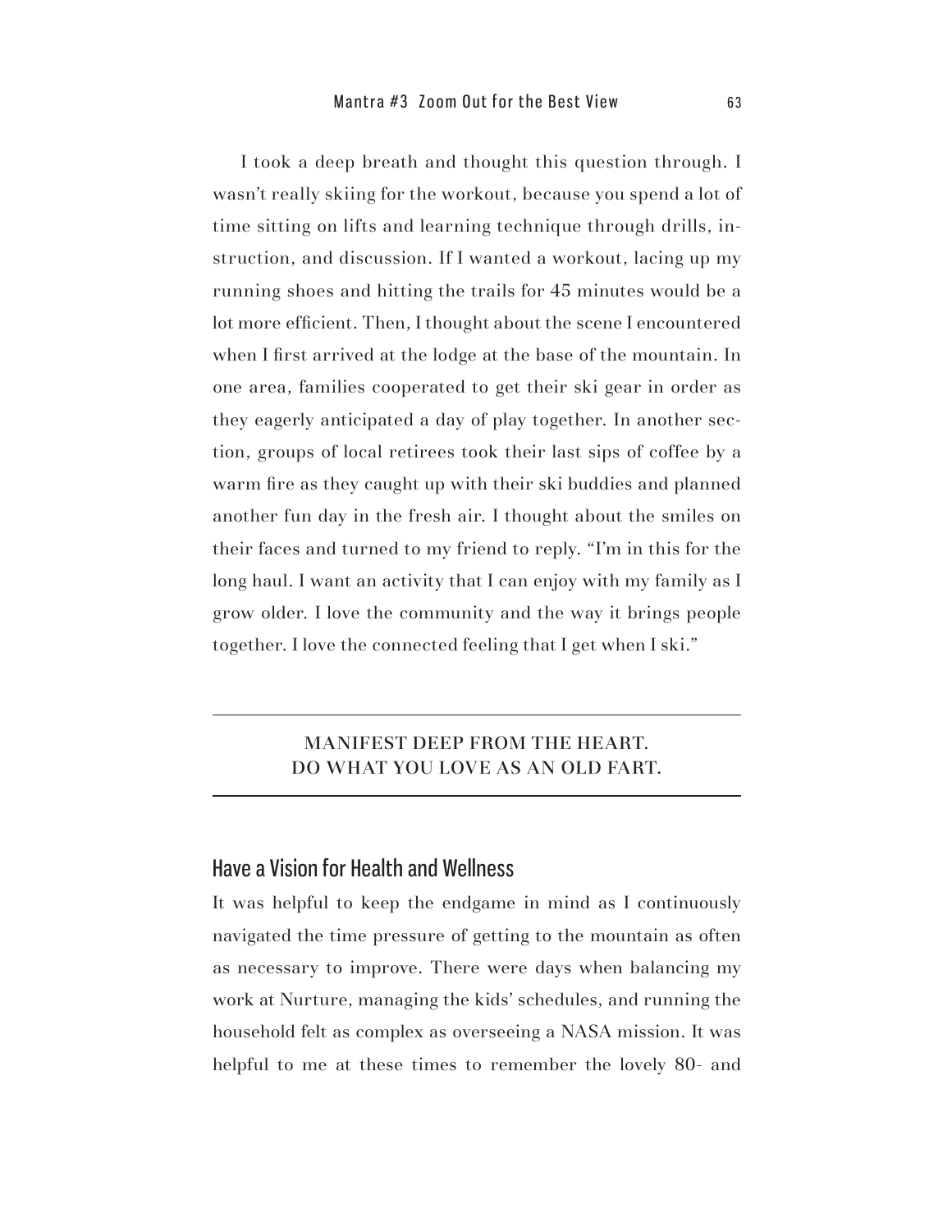I took a deep breath and thought this question through. I wasn't really skiing for the workout, because you spend a lot of time sitting on lifts and learning technique through drills, instruction, and discussion. If I wanted a workout, lacing up my running shoes and hitting the trails for 45 minutes would be a lot more efficient. Then, I thought about the scene I encountered when I first arrived at the lodge at the base of the mountain. In one area, families cooperated to get their ski gear in order as they eagerly anticipated a day of play together. In another section, groups of local retirees took their last sips of coffee by a warm fire as they caught up with their ski buddies and planned another fun day in the fresh air. I thought about the smiles on their faces and turned to my friend to reply. "I'm in this for the long haul. I want an activity that I can enjoy with my family as I grow older. I love the community and the way it brings people together. I love the connected feeling that I get when I ski."

---

**MANIFEST DEEP FROM THE HEART.**
**DO WHAT YOU LOVE AS AN OLD FART.**

---

## Have a Vision for Health and Wellness

It was helpful to keep the endgame in mind as I continuously navigated the time pressure of getting to the mountain as often as necessary to improve. There were days when balancing my work at Nurture, managing the kids' schedules, and running the household felt as complex as overseeing a NASA mission. It was helpful to me at these times to remember the lovely 80- and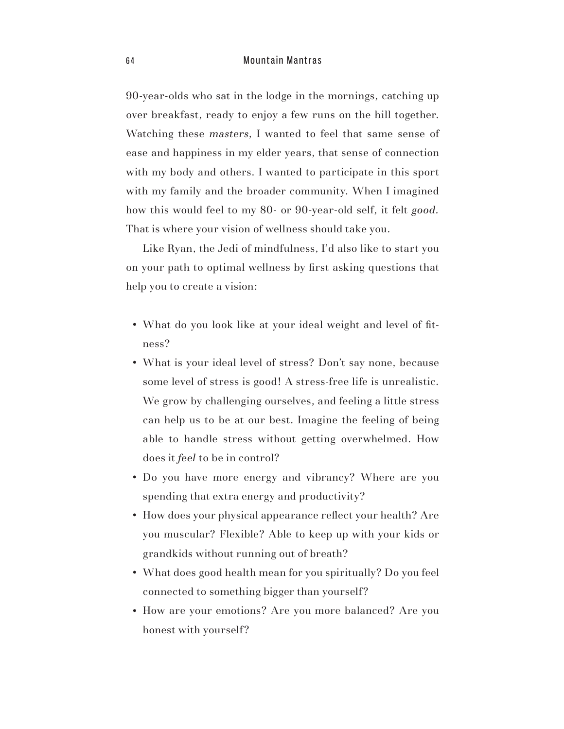90-year-olds who sat in the lodge in the mornings, catching up over breakfast, ready to enjoy a few runs on the hill together. Watching these *masters*, I wanted to feel that same sense of ease and happiness in my elder years, that sense of connection with my body and others. I wanted to participate in this sport with my family and the broader community. When I imagined how this would feel to my 80- or 90-year-old self, it felt *good*. That is where your vision of wellness should take you.

Like Ryan, the Jedi of mindfulness, I'd also like to start you on your path to optimal wellness by first asking questions that help you to create a vision:

- What do you look like at your ideal weight and level of fitness?
- What is your ideal level of stress? Don't say none, because some level of stress is good! A stress-free life is unrealistic. We grow by challenging ourselves, and feeling a little stress can help us to be at our best. Imagine the feeling of being able to handle stress without getting overwhelmed. How does it *feel* to be in control?
- Do you have more energy and vibrancy? Where are you spending that extra energy and productivity?
- How does your physical appearance reflect your health? Are you muscular? Flexible? Able to keep up with your kids or grandkids without running out of breath?
- What does good health mean for you spiritually? Do you feel connected to something bigger than yourself?
- How are your emotions? Are you more balanced? Are you honest with yourself?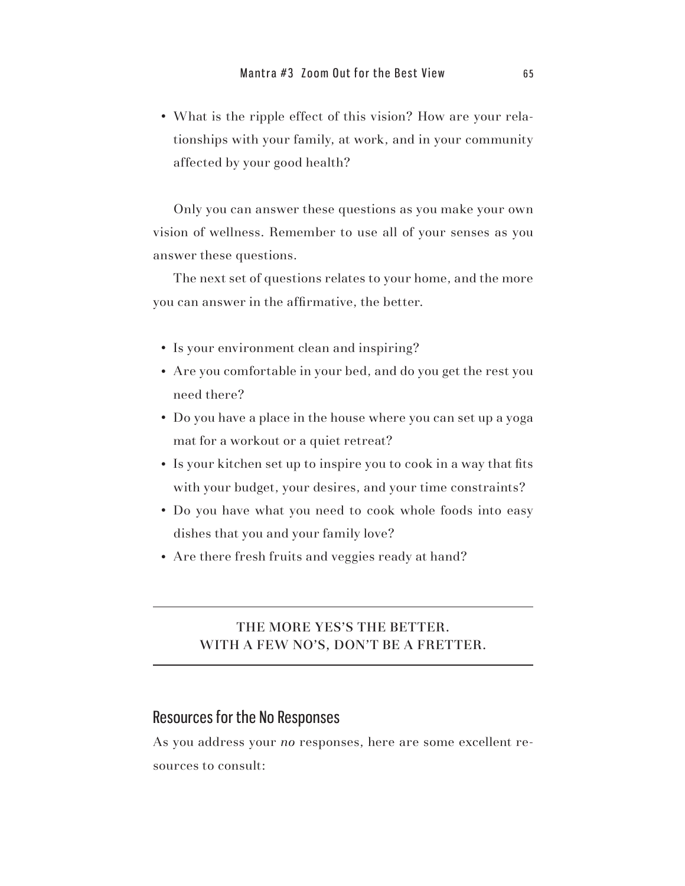- What is the ripple effect of this vision? How are your relationships with your family, at work, and in your community affected by your good health?

Only you can answer these questions as you make your own vision of wellness. Remember to use all of your senses as you answer these questions.

The next set of questions relates to your home, and the more you can answer in the affirmative, the better.

- Is your environment clean and inspiring?
- Are you comfortable in your bed, and do you get the rest you need there?
- Do you have a place in the house where you can set up a yoga mat for a workout or a quiet retreat?
- Is your kitchen set up to inspire you to cook in a way that fits with your budget, your desires, and your time constraints?
- Do you have what you need to cook whole foods into easy dishes that you and your family love?
- Are there fresh fruits and veggies ready at hand?

---

THE MORE YES'S THE BETTER.
WITH A FEW NO'S, DON'T BE A FRETTER.

---

## Resources for the No Responses

As you address your *no* responses, here are some excellent resources to consult: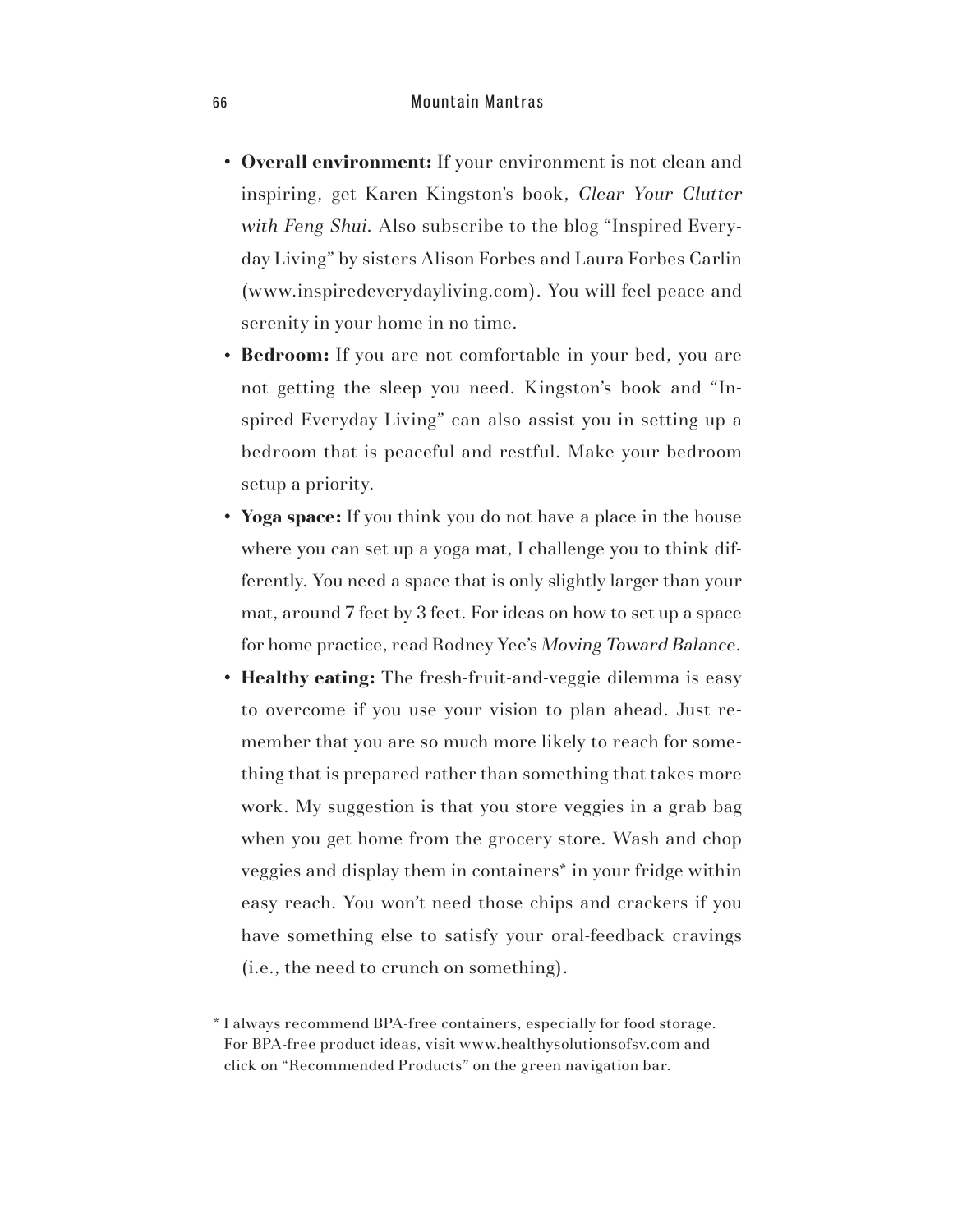- **Overall environment:** If your environment is not clean and inspiring, get Karen Kingston's book, *Clear Your Clutter with Feng Shui.* Also subscribe to the blog "Inspired Everyday Living" by sisters Alison Forbes and Laura Forbes Carlin (www.inspiredeverydayliving.com). You will feel peace and serenity in your home in no time.
- **Bedroom:** If you are not comfortable in your bed, you are not getting the sleep you need. Kingston's book and "Inspired Everyday Living" can also assist you in setting up a bedroom that is peaceful and restful. Make your bedroom setup a priority.
- **Yoga space:** If you think you do not have a place in the house where you can set up a yoga mat, I challenge you to think differently. You need a space that is only slightly larger than your mat, around 7 feet by 3 feet. For ideas on how to set up a space for home practice, read Rodney Yee's *Moving Toward Balance.*
- **Healthy eating:** The fresh-fruit-and-veggie dilemma is easy to overcome if you use your vision to plan ahead. Just remember that you are so much more likely to reach for something that is prepared rather than something that takes more work. My suggestion is that you store veggies in a grab bag when you get home from the grocery store. Wash and chop veggies and display them in containers* in your fridge within easy reach. You won't need those chips and crackers if you have something else to satisfy your oral-feedback cravings (i.e., the need to crunch on something).

* I always recommend BPA-free containers, especially for food storage. For BPA-free product ideas, visit www.healthysolutionsofsv.com and click on "Recommended Products" on the green navigation bar.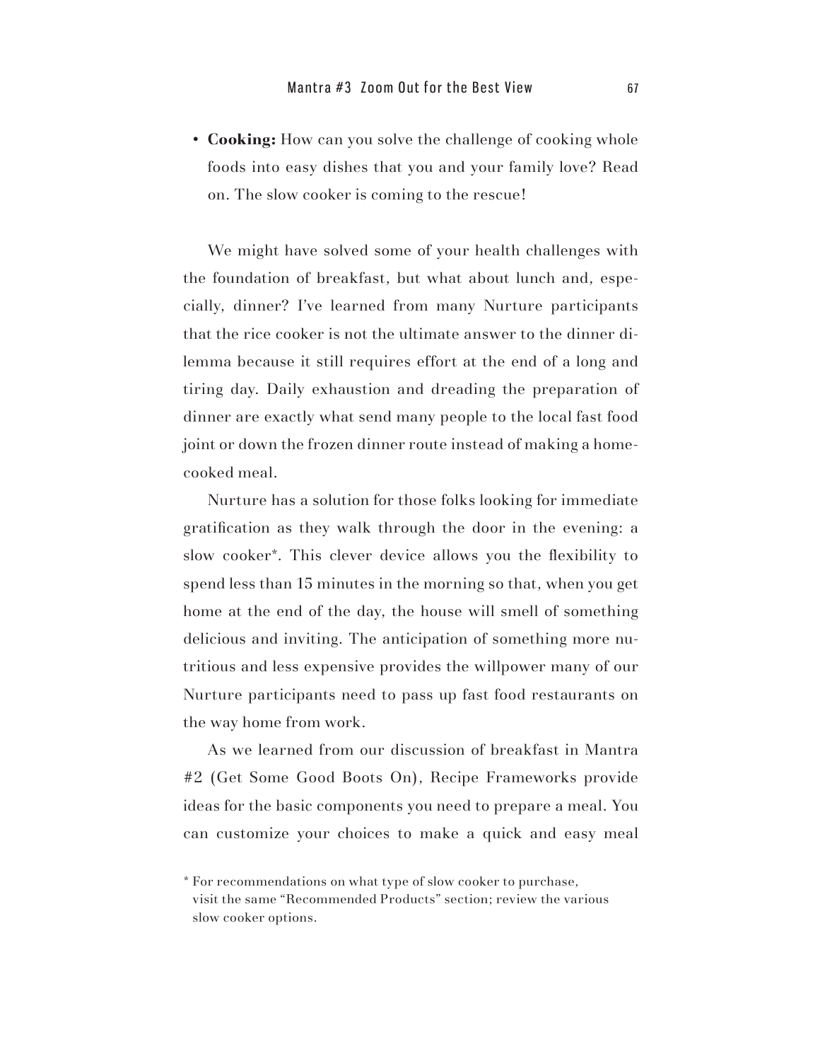- **Cooking:** How can you solve the challenge of cooking whole foods into easy dishes that you and your family love? Read on. The slow cooker is coming to the rescue!

We might have solved some of your health challenges with the foundation of breakfast, but what about lunch and, especially, dinner? I've learned from many Nurture participants that the rice cooker is not the ultimate answer to the dinner dilemma because it still requires effort at the end of a long and tiring day. Daily exhaustion and dreading the preparation of dinner are exactly what send many people to the local fast food joint or down the frozen dinner route instead of making a home-cooked meal.

Nurture has a solution for those folks looking for immediate gratification as they walk through the door in the evening: a slow cooker*. This clever device allows you the flexibility to spend less than 15 minutes in the morning so that, when you get home at the end of the day, the house will smell of something delicious and inviting. The anticipation of something more nutritious and less expensive provides the willpower many of our Nurture participants need to pass up fast food restaurants on the way home from work.

As we learned from our discussion of breakfast in Mantra #2 (Get Some Good Boots On), Recipe Frameworks provide ideas for the basic components you need to prepare a meal. You can customize your choices to make a quick and easy meal

* For recommendations on what type of slow cooker to purchase, visit the same "Recommended Products" section; review the various slow cooker options.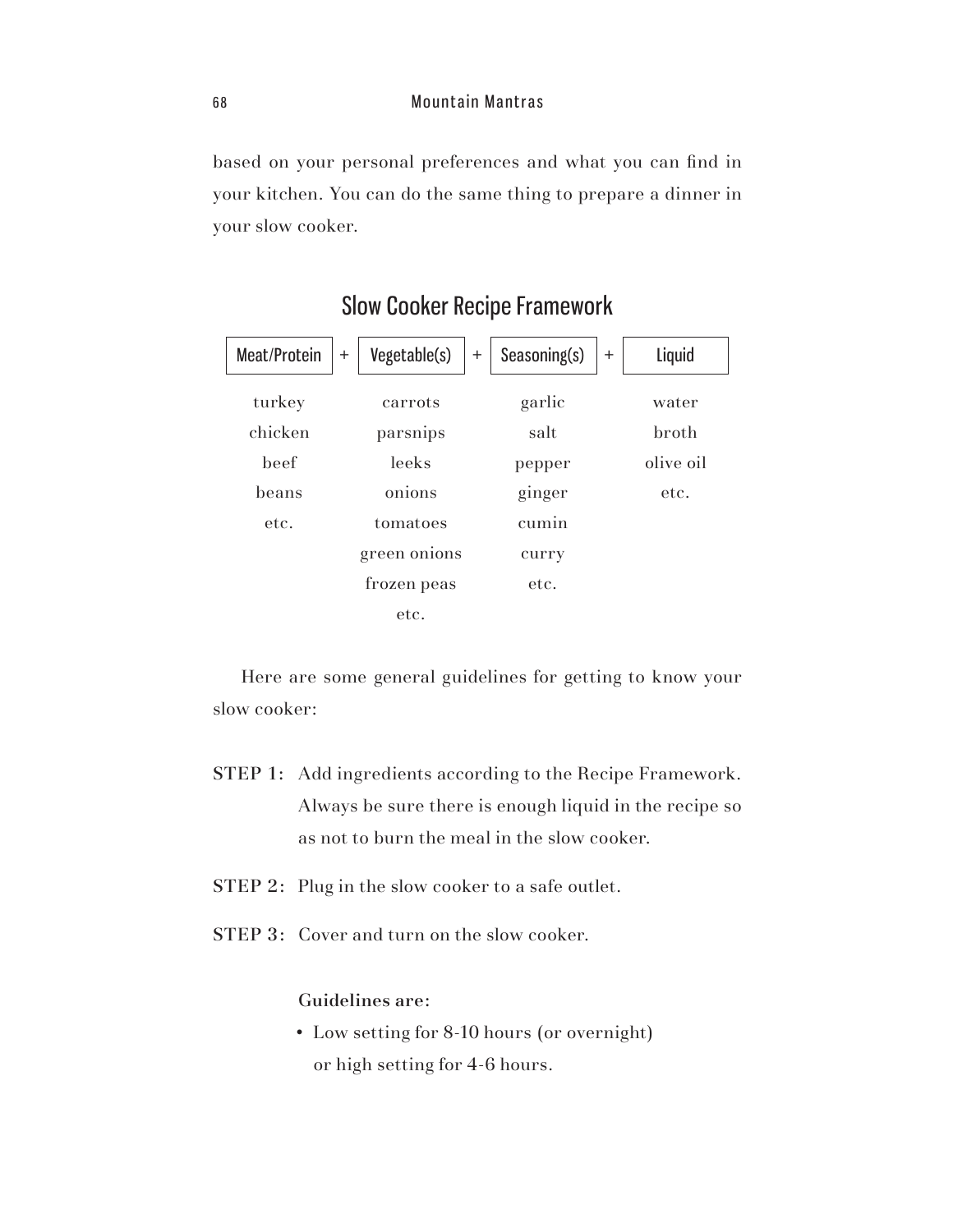based on your personal preferences and what you can find in your kitchen. You can do the same thing to prepare a dinner in your slow cooker.

## Slow Cooker Recipe Framework

| Meat/Protein | + | Vegetable(s) | + | Seasoning(s) | + | Liquid |
|---|---|---|---|---|---|---|
| turkey | | carrots | | garlic | | water |
| chicken | | parsnips | | salt | | broth |
| beef | | leeks | | pepper | | olive oil |
| beans | | onions | | ginger | | etc. |
| etc. | | tomatoes | | cumin | | |
| | | green onions | | curry | | |
| | | frozen peas | | etc. | | |
| | | etc. | | | | |

Here are some general guidelines for getting to know your slow cooker:

**STEP 1:** Add ingredients according to the Recipe Framework. Always be sure there is enough liquid in the recipe so as not to burn the meal in the slow cooker.

**STEP 2:** Plug in the slow cooker to a safe outlet.

**STEP 3:** Cover and turn on the slow cooker.

**Guidelines are:**

- Low setting for 8-10 hours (or overnight) or high setting for 4-6 hours.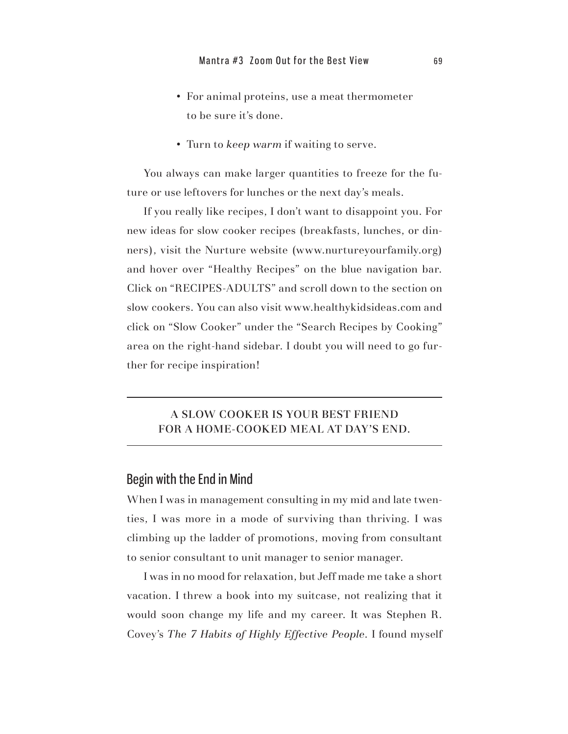- For animal proteins, use a meat thermometer to be sure it's done.
- Turn to *keep warm* if waiting to serve.

You always can make larger quantities to freeze for the future or use leftovers for lunches or the next day's meals.

If you really like recipes, I don't want to disappoint you. For new ideas for slow cooker recipes (breakfasts, lunches, or dinners), visit the Nurture website (www.nurtureyourfamily.org) and hover over "Healthy Recipes" on the blue navigation bar. Click on "RECIPES-ADULTS" and scroll down to the section on slow cookers. You can also visit www.healthykidsideas.com and click on "Slow Cooker" under the "Search Recipes by Cooking" area on the right-hand sidebar. I doubt you will need to go further for recipe inspiration!

---

A SLOW COOKER IS YOUR BEST FRIEND FOR A HOME-COOKED MEAL AT DAY'S END.

---

## Begin with the End in Mind

When I was in management consulting in my mid and late twenties, I was more in a mode of surviving than thriving. I was climbing up the ladder of promotions, moving from consultant to senior consultant to unit manager to senior manager.

I was in no mood for relaxation, but Jeff made me take a short vacation. I threw a book into my suitcase, not realizing that it would soon change my life and my career. It was Stephen R. Covey's *The 7 Habits of Highly Effective People*. I found myself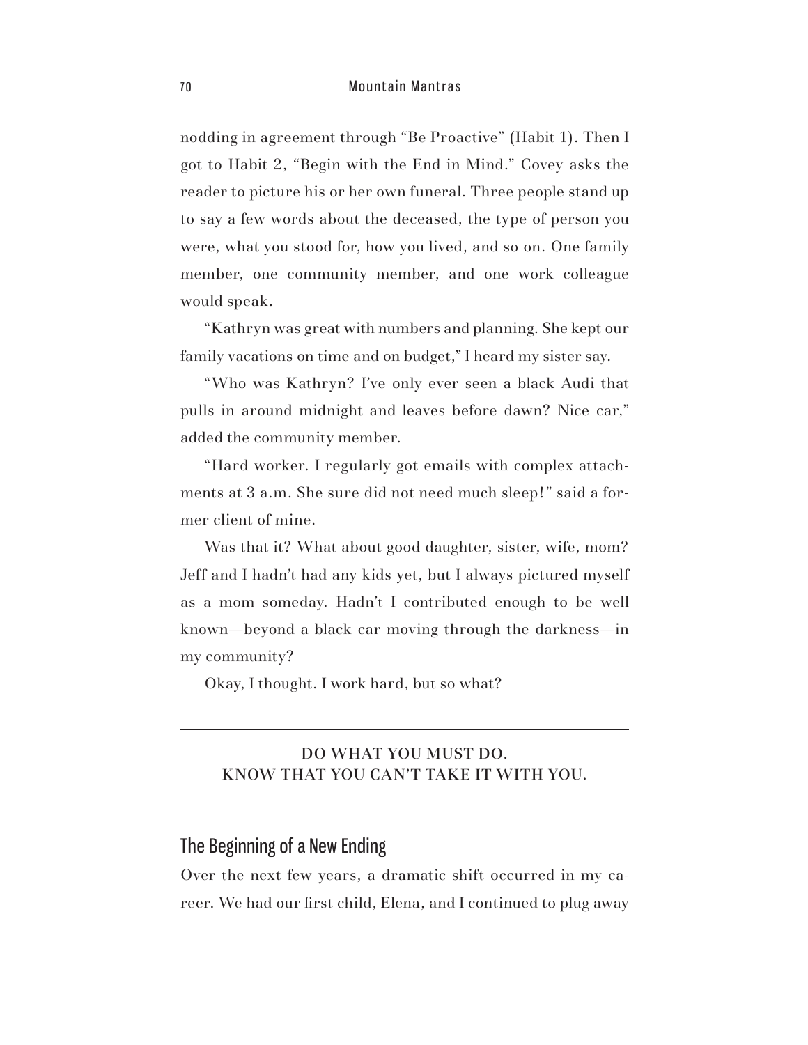nodding in agreement through "Be Proactive" (Habit 1). Then I got to Habit 2, "Begin with the End in Mind." Covey asks the reader to picture his or her own funeral. Three people stand up to say a few words about the deceased, the type of person you were, what you stood for, how you lived, and so on. One family member, one community member, and one work colleague would speak.

"Kathryn was great with numbers and planning. She kept our family vacations on time and on budget," I heard my sister say.

"Who was Kathryn? I've only ever seen a black Audi that pulls in around midnight and leaves before dawn? Nice car," added the community member.

"Hard worker. I regularly got emails with complex attachments at 3 a.m. She sure did not need much sleep!" said a former client of mine.

Was that it? What about good daughter, sister, wife, mom? Jeff and I hadn't had any kids yet, but I always pictured myself as a mom someday. Hadn't I contributed enough to be well known—beyond a black car moving through the darkness—in my community?

Okay, I thought. I work hard, but so what?

---

DO WHAT YOU MUST DO.
KNOW THAT YOU CAN'T TAKE IT WITH YOU.

---

## The Beginning of a New Ending

Over the next few years, a dramatic shift occurred in my career. We had our first child, Elena, and I continued to plug away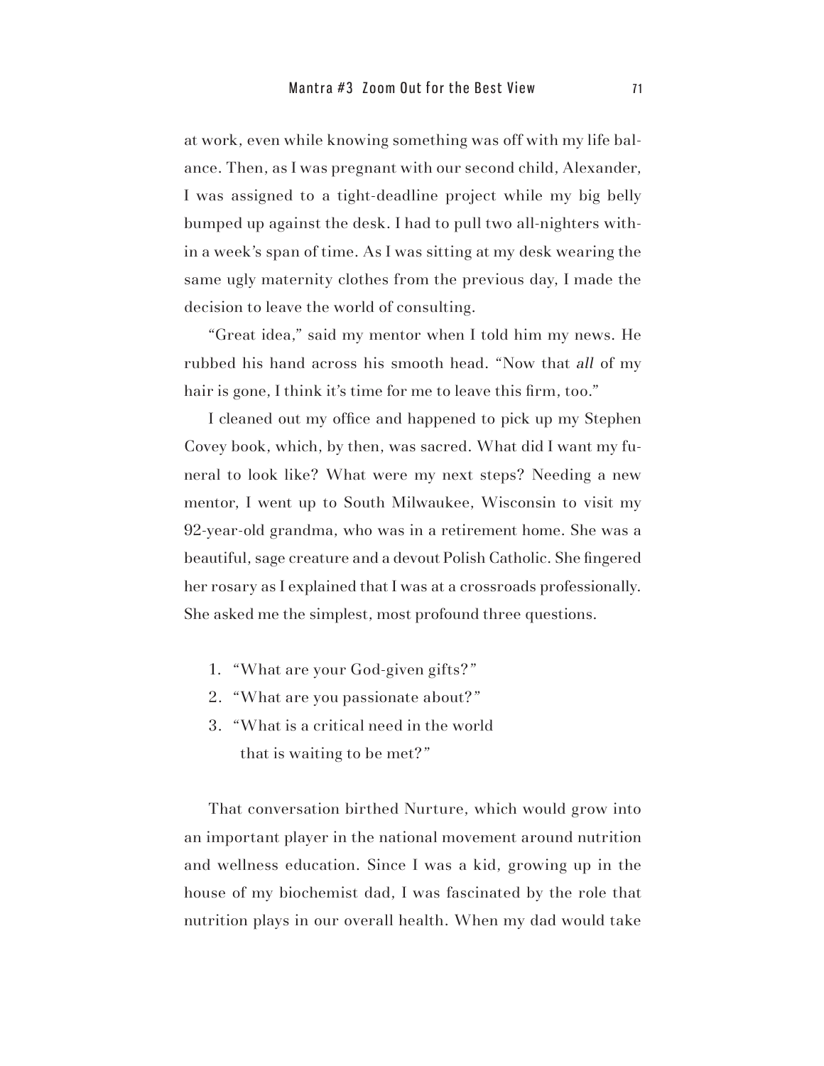at work, even while knowing something was off with my life balance. Then, as I was pregnant with our second child, Alexander, I was assigned to a tight-deadline project while my big belly bumped up against the desk. I had to pull two all-nighters within a week's span of time. As I was sitting at my desk wearing the same ugly maternity clothes from the previous day, I made the decision to leave the world of consulting.

"Great idea," said my mentor when I told him my news. He rubbed his hand across his smooth head. "Now that *all* of my hair is gone, I think it's time for me to leave this firm, too."

I cleaned out my office and happened to pick up my Stephen Covey book, which, by then, was sacred. What did I want my funeral to look like? What were my next steps? Needing a new mentor, I went up to South Milwaukee, Wisconsin to visit my 92-year-old grandma, who was in a retirement home. She was a beautiful, sage creature and a devout Polish Catholic. She fingered her rosary as I explained that I was at a crossroads professionally. She asked me the simplest, most profound three questions.

1. "What are your God-given gifts?"
2. "What are you passionate about?"
3. "What is a critical need in the world that is waiting to be met?"

That conversation birthed Nurture, which would grow into an important player in the national movement around nutrition and wellness education. Since I was a kid, growing up in the house of my biochemist dad, I was fascinated by the role that nutrition plays in our overall health. When my dad would take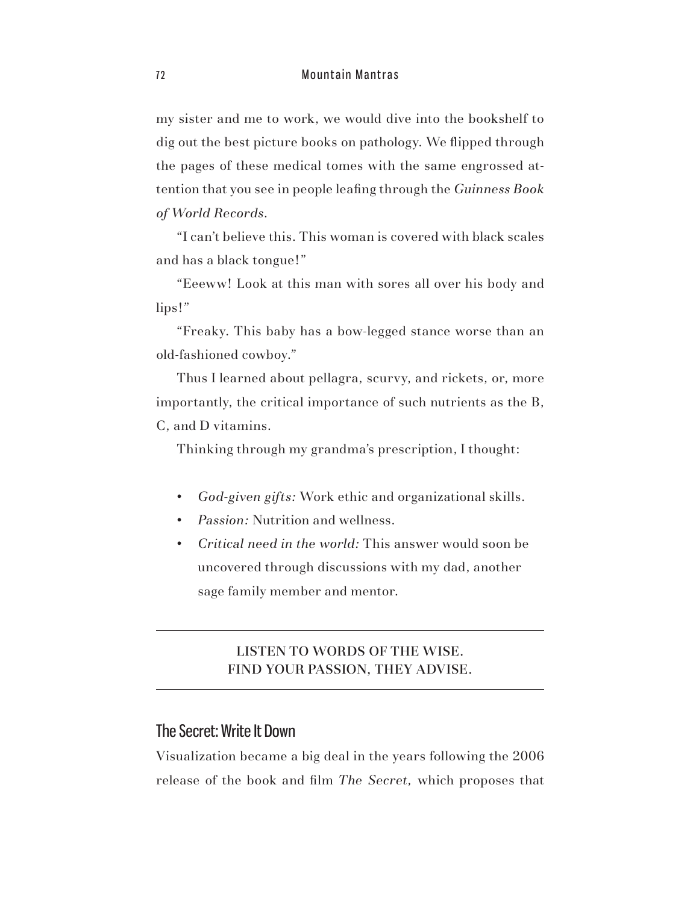my sister and me to work, we would dive into the bookshelf to dig out the best picture books on pathology. We flipped through the pages of these medical tomes with the same engrossed attention that you see in people leafing through the *Guinness Book of World Records*.

"I can't believe this. This woman is covered with black scales and has a black tongue!"

"Eeeww! Look at this man with sores all over his body and lips!"

"Freaky. This baby has a bow-legged stance worse than an old-fashioned cowboy."

Thus I learned about pellagra, scurvy, and rickets, or, more importantly, the critical importance of such nutrients as the B, C, and D vitamins.

Thinking through my grandma's prescription, I thought:

- *God-given gifts:* Work ethic and organizational skills.
- *Passion:* Nutrition and wellness.
- *Critical need in the world:* This answer would soon be uncovered through discussions with my dad, another sage family member and mentor.

---

LISTEN TO WORDS OF THE WISE.
FIND YOUR PASSION, THEY ADVISE.

---

## The Secret: Write It Down

Visualization became a big deal in the years following the 2006 release of the book and film *The Secret,* which proposes that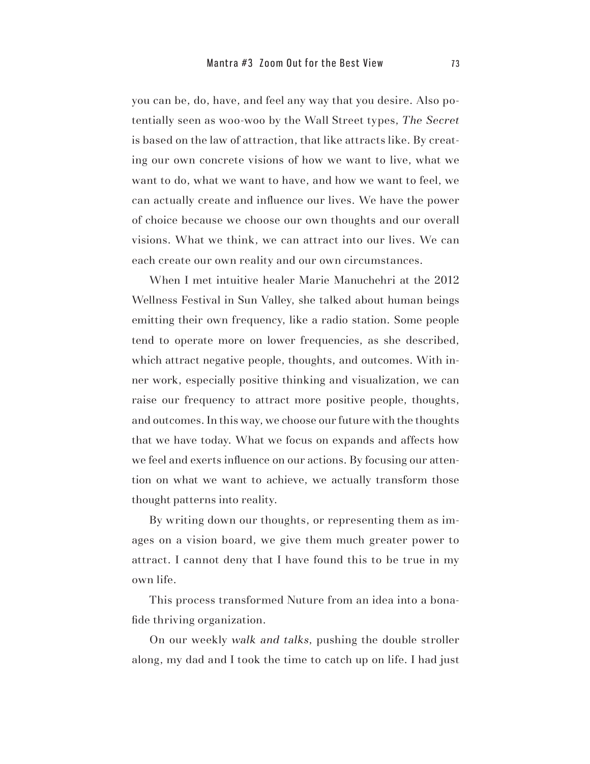you can be, do, have, and feel any way that you desire. Also potentially seen as woo-woo by the Wall Street types, *The Secret* is based on the law of attraction, that like attracts like. By creating our own concrete visions of how we want to live, what we want to do, what we want to have, and how we want to feel, we can actually create and influence our lives. We have the power of choice because we choose our own thoughts and our overall visions. What we think, we can attract into our lives. We can each create our own reality and our own circumstances.

When I met intuitive healer Marie Manuchehri at the 2012 Wellness Festival in Sun Valley, she talked about human beings emitting their own frequency, like a radio station. Some people tend to operate more on lower frequencies, as she described, which attract negative people, thoughts, and outcomes. With inner work, especially positive thinking and visualization, we can raise our frequency to attract more positive people, thoughts, and outcomes. In this way, we choose our future with the thoughts that we have today. What we focus on expands and affects how we feel and exerts influence on our actions. By focusing our attention on what we want to achieve, we actually transform those thought patterns into reality.

By writing down our thoughts, or representing them as images on a vision board, we give them much greater power to attract. I cannot deny that I have found this to be true in my own life.

This process transformed Nuture from an idea into a bona-fide thriving organization.

On our weekly *walk and talks*, pushing the double stroller along, my dad and I took the time to catch up on life. I had just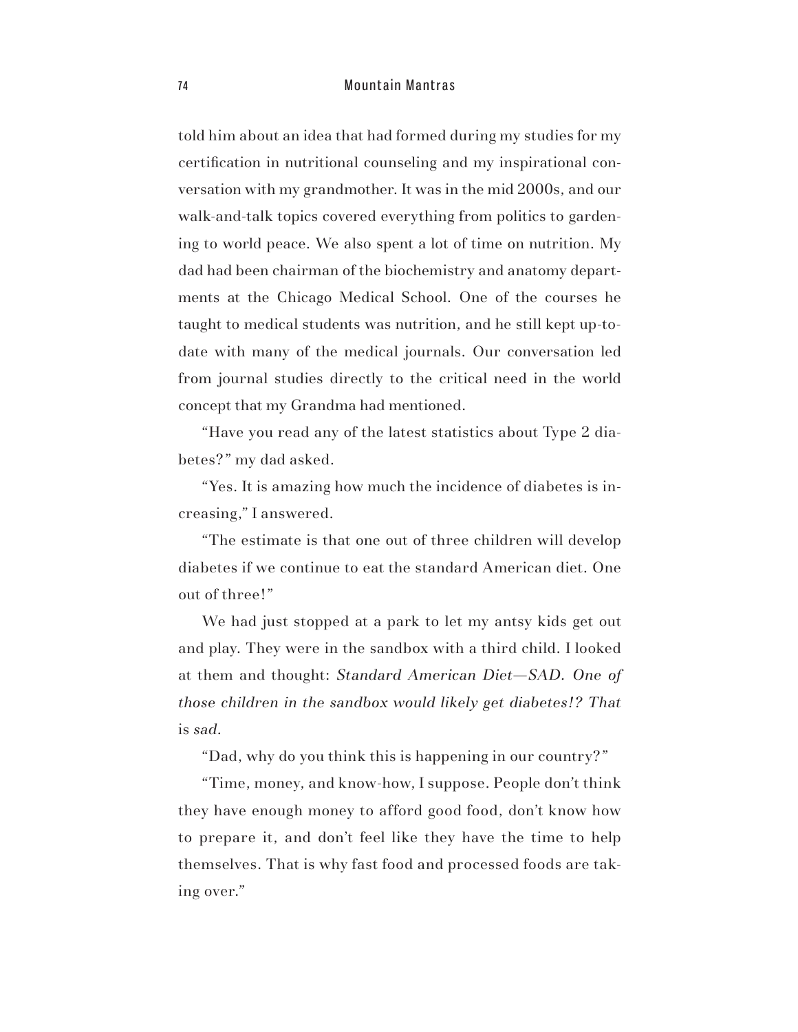told him about an idea that had formed during my studies for my certification in nutritional counseling and my inspirational conversation with my grandmother. It was in the mid 2000s, and our walk-and-talk topics covered everything from politics to gardening to world peace. We also spent a lot of time on nutrition. My dad had been chairman of the biochemistry and anatomy departments at the Chicago Medical School. One of the courses he taught to medical students was nutrition, and he still kept up-to-date with many of the medical journals. Our conversation led from journal studies directly to the critical need in the world concept that my Grandma had mentioned.

"Have you read any of the latest statistics about Type 2 diabetes?" my dad asked.

"Yes. It is amazing how much the incidence of diabetes is increasing," I answered.

"The estimate is that one out of three children will develop diabetes if we continue to eat the standard American diet. One out of three!"

We had just stopped at a park to let my antsy kids get out and play. They were in the sandbox with a third child. I looked at them and thought: *Standard American Diet—SAD. One of those children in the sandbox would likely get diabetes!? That* is *sad.*

"Dad, why do you think this is happening in our country?"

"Time, money, and know-how, I suppose. People don't think they have enough money to afford good food, don't know how to prepare it, and don't feel like they have the time to help themselves. That is why fast food and processed foods are taking over."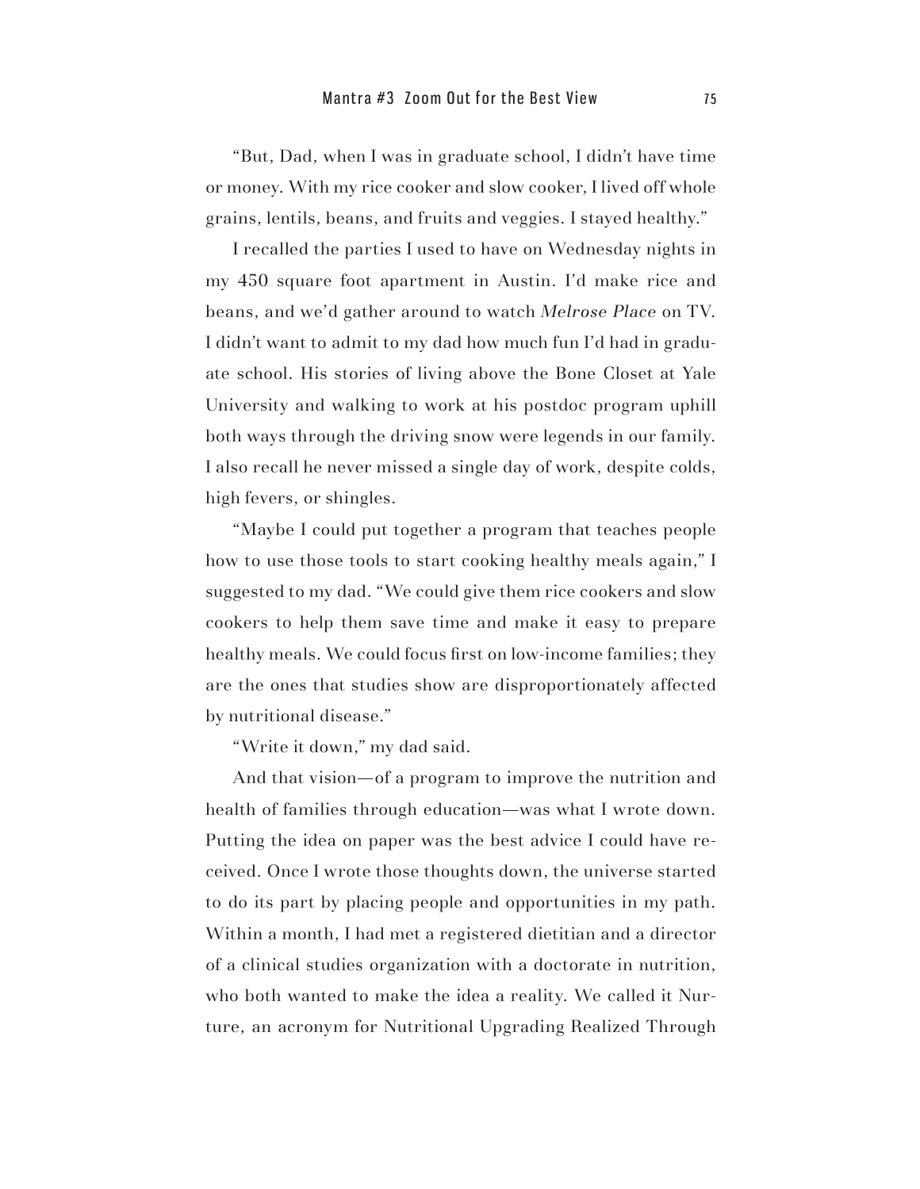"But, Dad, when I was in graduate school, I didn't have time or money. With my rice cooker and slow cooker, I lived off whole grains, lentils, beans, and fruits and veggies. I stayed healthy."

I recalled the parties I used to have on Wednesday nights in my 450 square foot apartment in Austin. I'd make rice and beans, and we'd gather around to watch *Melrose Place* on TV. I didn't want to admit to my dad how much fun I'd had in graduate school. His stories of living above the Bone Closet at Yale University and walking to work at his postdoc program uphill both ways through the driving snow were legends in our family. I also recall he never missed a single day of work, despite colds, high fevers, or shingles.

"Maybe I could put together a program that teaches people how to use those tools to start cooking healthy meals again," I suggested to my dad. "We could give them rice cookers and slow cookers to help them save time and make it easy to prepare healthy meals. We could focus first on low-income families; they are the ones that studies show are disproportionately affected by nutritional disease."

"Write it down," my dad said.

And that vision—of a program to improve the nutrition and health of families through education—was what I wrote down. Putting the idea on paper was the best advice I could have received. Once I wrote those thoughts down, the universe started to do its part by placing people and opportunities in my path. Within a month, I had met a registered dietitian and a director of a clinical studies organization with a doctorate in nutrition, who both wanted to make the idea a reality. We called it Nurture, an acronym for Nutritional Upgrading Realized Through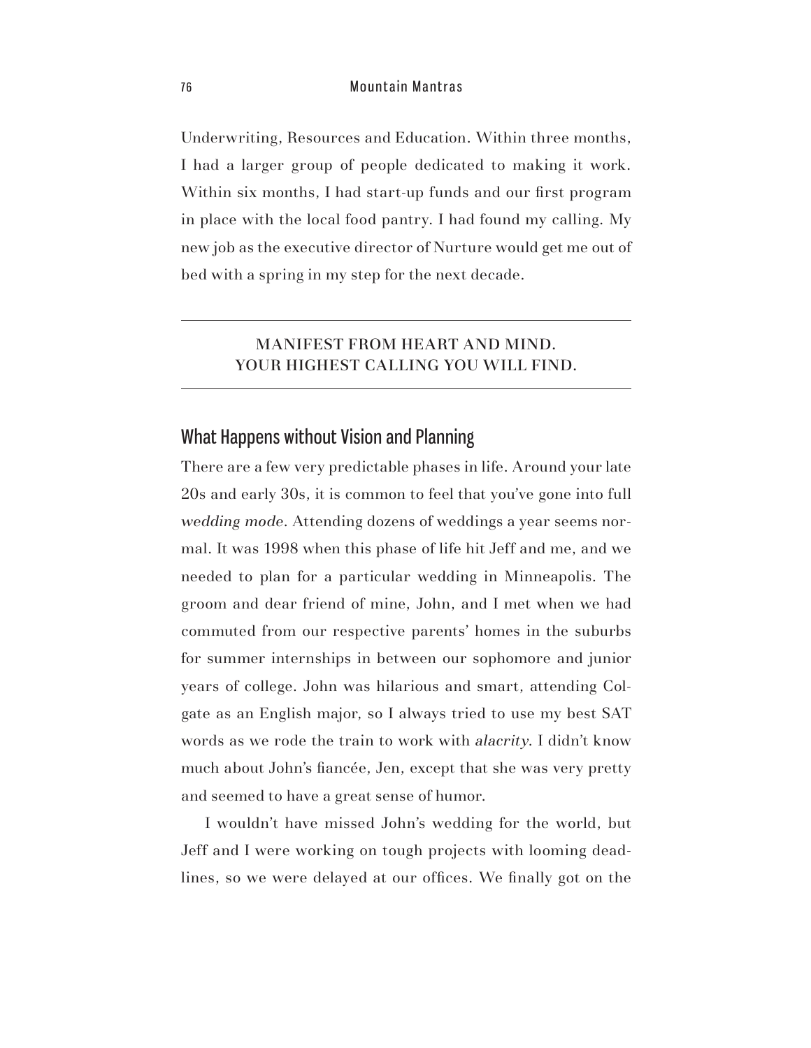Underwriting, Resources and Education. Within three months, I had a larger group of people dedicated to making it work. Within six months, I had start-up funds and our first program in place with the local food pantry. I had found my calling. My new job as the executive director of Nurture would get me out of bed with a spring in my step for the next decade.

---

MANIFEST FROM HEART AND MIND.
YOUR HIGHEST CALLING YOU WILL FIND.

---

## What Happens without Vision and Planning

There are a few very predictable phases in life. Around your late 20s and early 30s, it is common to feel that you've gone into full *wedding mode*. Attending dozens of weddings a year seems normal. It was 1998 when this phase of life hit Jeff and me, and we needed to plan for a particular wedding in Minneapolis. The groom and dear friend of mine, John, and I met when we had commuted from our respective parents' homes in the suburbs for summer internships in between our sophomore and junior years of college. John was hilarious and smart, attending Colgate as an English major, so I always tried to use my best SAT words as we rode the train to work with *alacrity*. I didn't know much about John's fiancée, Jen, except that she was very pretty and seemed to have a great sense of humor.

I wouldn't have missed John's wedding for the world, but Jeff and I were working on tough projects with looming deadlines, so we were delayed at our offices. We finally got on the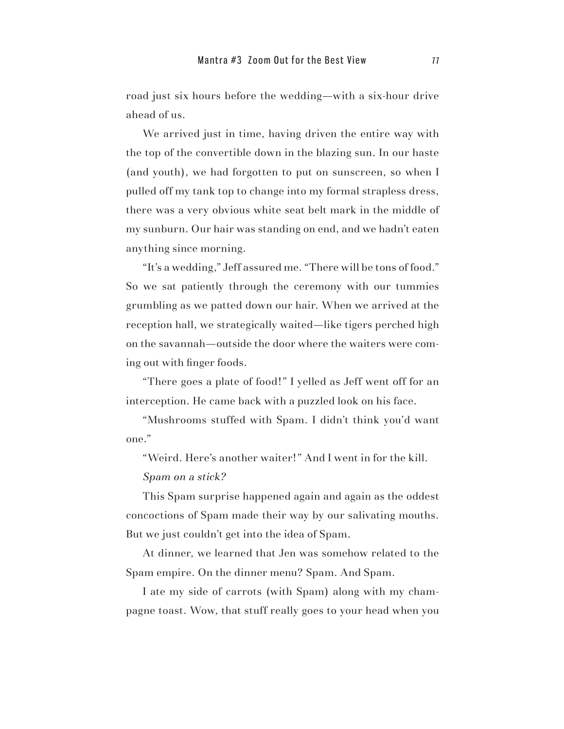road just six hours before the wedding—with a six-hour drive ahead of us.

We arrived just in time, having driven the entire way with the top of the convertible down in the blazing sun. In our haste (and youth), we had forgotten to put on sunscreen, so when I pulled off my tank top to change into my formal strapless dress, there was a very obvious white seat belt mark in the middle of my sunburn. Our hair was standing on end, and we hadn't eaten anything since morning.

"It's a wedding," Jeff assured me. "There will be tons of food." So we sat patiently through the ceremony with our tummies grumbling as we patted down our hair. When we arrived at the reception hall, we strategically waited—like tigers perched high on the savannah—outside the door where the waiters were coming out with finger foods.

"There goes a plate of food!" I yelled as Jeff went off for an interception. He came back with a puzzled look on his face.

"Mushrooms stuffed with Spam. I didn't think you'd want one."

"Weird. Here's another waiter!" And I went in for the kill.

*Spam on a stick?*

This Spam surprise happened again and again as the oddest concoctions of Spam made their way by our salivating mouths. But we just couldn't get into the idea of Spam.

At dinner, we learned that Jen was somehow related to the Spam empire. On the dinner menu? Spam. And Spam.

I ate my side of carrots (with Spam) along with my champagne toast. Wow, that stuff really goes to your head when you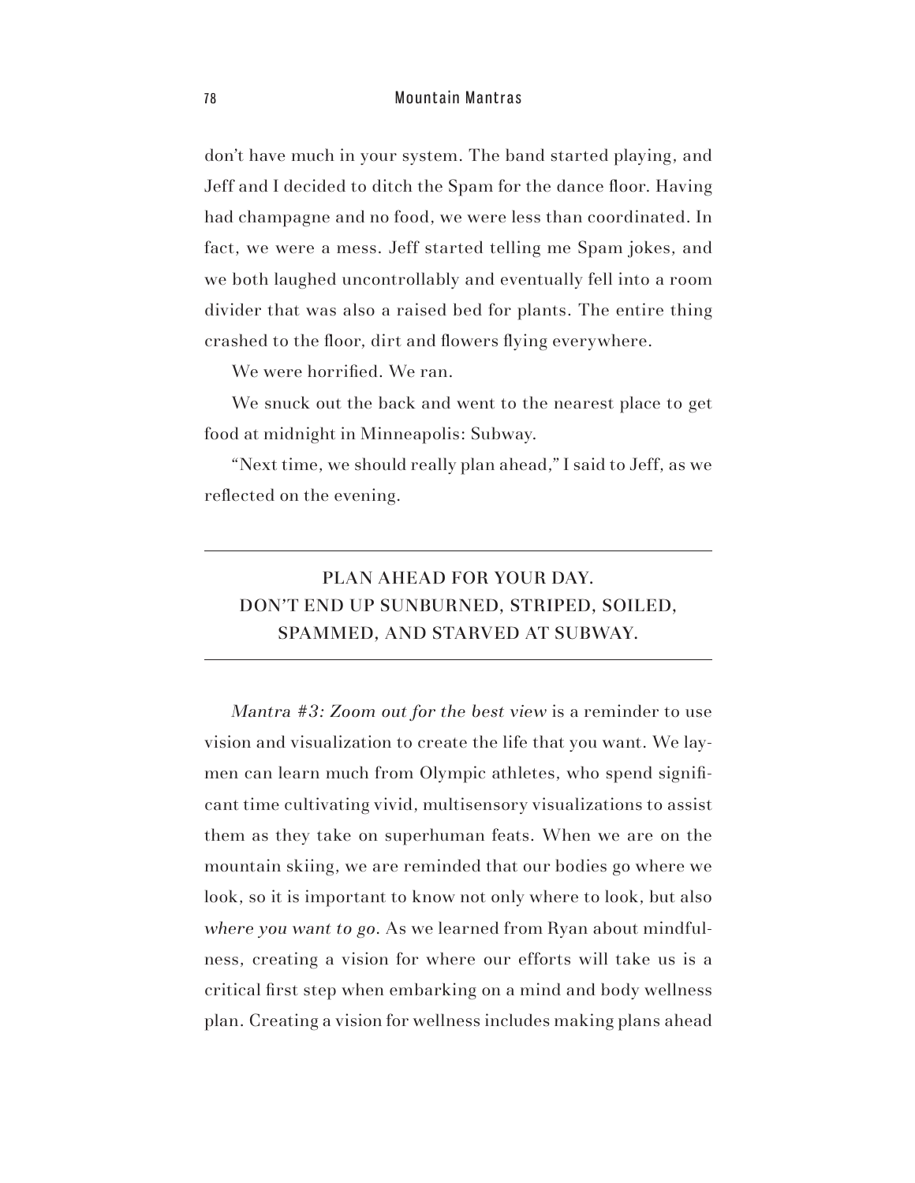don't have much in your system. The band started playing, and Jeff and I decided to ditch the Spam for the dance floor. Having had champagne and no food, we were less than coordinated. In fact, we were a mess. Jeff started telling me Spam jokes, and we both laughed uncontrollably and eventually fell into a room divider that was also a raised bed for plants. The entire thing crashed to the floor, dirt and flowers flying everywhere.

We were horrified. We ran.

We snuck out the back and went to the nearest place to get food at midnight in Minneapolis: Subway.

"Next time, we should really plan ahead," I said to Jeff, as we reflected on the evening.

---

**PLAN AHEAD FOR YOUR DAY.
DON'T END UP SUNBURNED, STRIPED, SOILED,
SPAMMED, AND STARVED AT SUBWAY.**

---

*Mantra #3: Zoom out for the best view* is a reminder to use vision and visualization to create the life that you want. We laymen can learn much from Olympic athletes, who spend significant time cultivating vivid, multisensory visualizations to assist them as they take on superhuman feats. When we are on the mountain skiing, we are reminded that our bodies go where we look, so it is important to know not only where to look, but also *where you want to go*. As we learned from Ryan about mindfulness, creating a vision for where our efforts will take us is a critical first step when embarking on a mind and body wellness plan. Creating a vision for wellness includes making plans ahead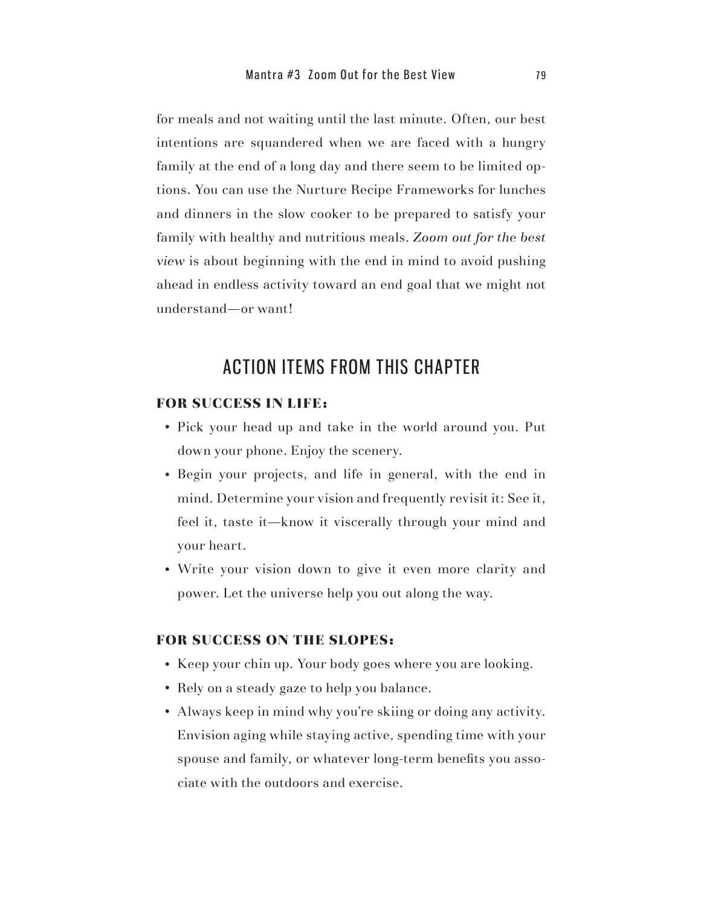for meals and not waiting until the last minute. Often, our best intentions are squandered when we are faced with a hungry family at the end of a long day and there seem to be limited options. You can use the Nurture Recipe Frameworks for lunches and dinners in the slow cooker to be prepared to satisfy your family with healthy and nutritious meals. *Zoom out for the best view* is about beginning with the end in mind to avoid pushing ahead in endless activity toward an end goal that we might not understand—or want!

## ACTION ITEMS FROM THIS CHAPTER

### FOR SUCCESS IN LIFE:

- Pick your head up and take in the world around you. Put down your phone. Enjoy the scenery.
- Begin your projects, and life in general, with the end in mind. Determine your vision and frequently revisit it: See it, feel it, taste it—know it viscerally through your mind and your heart.
- Write your vision down to give it even more clarity and power. Let the universe help you out along the way.

### FOR SUCCESS ON THE SLOPES:

- Keep your chin up. Your body goes where you are looking.
- Rely on a steady gaze to help you balance.
- Always keep in mind why you're skiing or doing any activity. Envision aging while staying active, spending time with your spouse and family, or whatever long-term benefits you associate with the outdoors and exercise.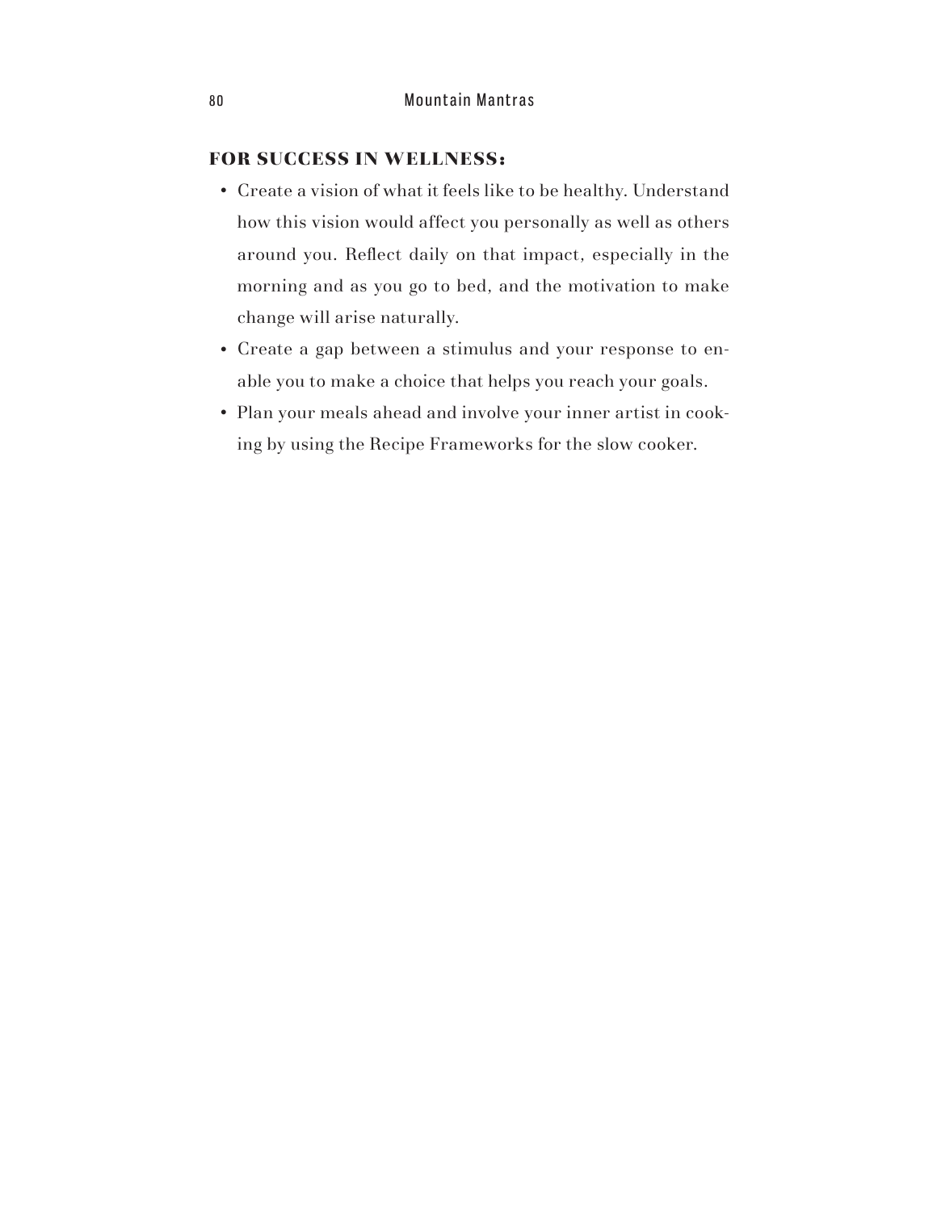**FOR SUCCESS IN WELLNESS:**

- Create a vision of what it feels like to be healthy. Understand how this vision would affect you personally as well as others around you. Reflect daily on that impact, especially in the morning and as you go to bed, and the motivation to make change will arise naturally.
- Create a gap between a stimulus and your response to enable you to make a choice that helps you reach your goals.
- Plan your meals ahead and involve your inner artist in cooking by using the Recipe Frameworks for the slow cooker.